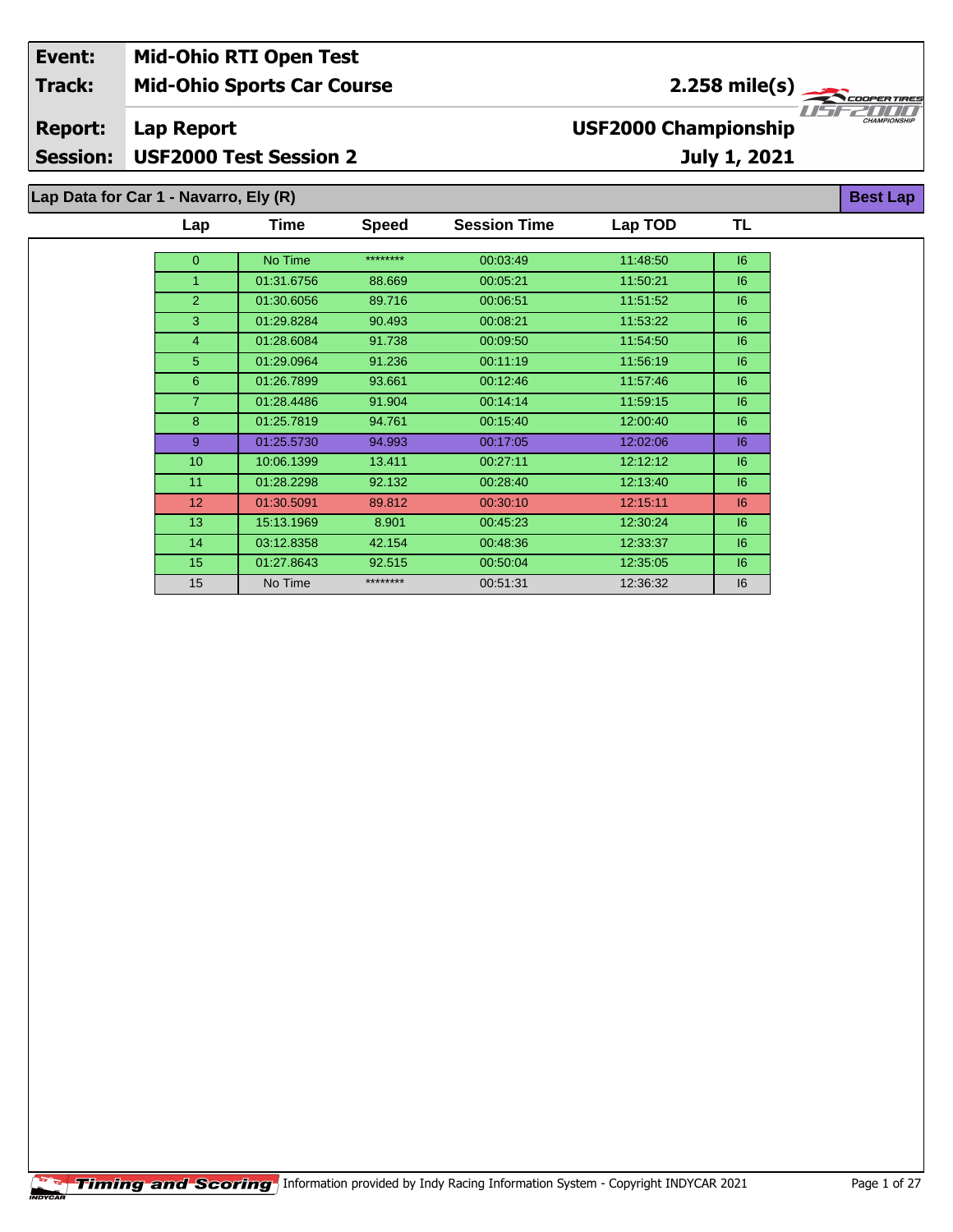| Event: | Mid-Ohio RTI Open Test | |
|---|---|---|
| Track: | Mid-Ohio Sports Car Course | 2.258 mile(s) |
| Report: | Lap Report | USF2000 Championship |
| Session: | USF2000 Test Session 2 | July 1, 2021 |

## Lap Data for Car 1 - Navarro, Ely (R)

**Best Lap**

| Lap | Time | Speed | Session Time | Lap TOD | TL |
|---|---|---|---|---|---|
| 0 | No Time | ******** | 00:03:49 | 11:48:50 | I6 |
| 1 | 01:31.6756 | 88.669 | 00:05:21 | 11:50:21 | I6 |
| 2 | 01:30.6056 | 89.716 | 00:06:51 | 11:51:52 | I6 |
| 3 | 01:29.8284 | 90.493 | 00:08:21 | 11:53:22 | I6 |
| 4 | 01:28.6084 | 91.738 | 00:09:50 | 11:54:50 | I6 |
| 5 | 01:29.0964 | 91.236 | 00:11:19 | 11:56:19 | I6 |
| 6 | 01:26.7899 | 93.661 | 00:12:46 | 11:57:46 | I6 |
| 7 | 01:28.4486 | 91.904 | 00:14:14 | 11:59:15 | I6 |
| 8 | 01:25.7819 | 94.761 | 00:15:40 | 12:00:40 | I6 |
| 9 | 01:25.5730 | 94.993 | 00:17:05 | 12:02:06 | I6 |
| 10 | 10:06.1399 | 13.411 | 00:27:11 | 12:12:12 | I6 |
| 11 | 01:28.2298 | 92.132 | 00:28:40 | 12:13:40 | I6 |
| 12 | 01:30.5091 | 89.812 | 00:30:10 | 12:15:11 | I6 |
| 13 | 15:13.1969 | 8.901 | 00:45:23 | 12:30:24 | I6 |
| 14 | 03:12.8358 | 42.154 | 00:48:36 | 12:33:37 | I6 |
| 15 | 01:27.8643 | 92.515 | 00:50:04 | 12:35:05 | I6 |
| 15 | No Time | ******** | 00:51:31 | 12:36:32 | I6 |

Information provided by Indy Racing Information System - Copyright INDYCAR 2021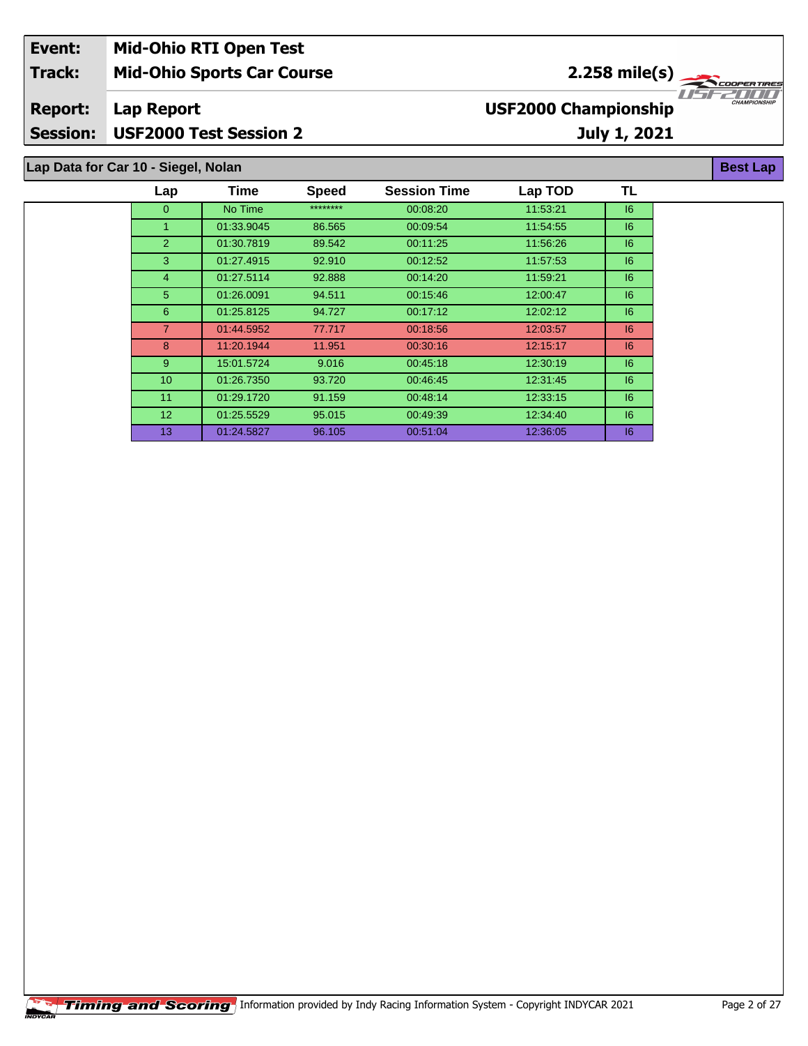| Event: | Mid-Ohio RTI Open Test | |
|---|---|---|
| Track: | Mid-Ohio Sports Car Course | 2.258 mile(s) |
| Report: | Lap Report | USF2000 Championship |
| Session: | USF2000 Test Session 2 | July 1, 2021 |

## Lap Data for Car 10 - Siegel, Nolan

Best Lap

| Lap | Time | Speed | Session Time | Lap TOD | TL |
|---|---|---|---|---|---|
| 0 | No Time | ******** | 00:08:20 | 11:53:21 | I6 |
| 1 | 01:33.9045 | 86.565 | 00:09:54 | 11:54:55 | I6 |
| 2 | 01:30.7819 | 89.542 | 00:11:25 | 11:56:26 | I6 |
| 3 | 01:27.4915 | 92.910 | 00:12:52 | 11:57:53 | I6 |
| 4 | 01:27.5114 | 92.888 | 00:14:20 | 11:59:21 | I6 |
| 5 | 01:26.0091 | 94.511 | 00:15:46 | 12:00:47 | I6 |
| 6 | 01:25.8125 | 94.727 | 00:17:12 | 12:02:12 | I6 |
| 7 | 01:44.5952 | 77.717 | 00:18:56 | 12:03:57 | I6 |
| 8 | 11:20.1944 | 11.951 | 00:30:16 | 12:15:17 | I6 |
| 9 | 15:01.5724 | 9.016 | 00:45:18 | 12:30:19 | I6 |
| 10 | 01:26.7350 | 93.720 | 00:46:45 | 12:31:45 | I6 |
| 11 | 01:29.1720 | 91.159 | 00:48:14 | 12:33:15 | I6 |
| 12 | 01:25.5529 | 95.015 | 00:49:39 | 12:34:40 | I6 |
| 13 | 01:24.5827 | 96.105 | 00:51:04 | 12:36:05 | I6 |

Timing and Scoring — Information provided by Indy Racing Information System - Copyright INDYCAR 2021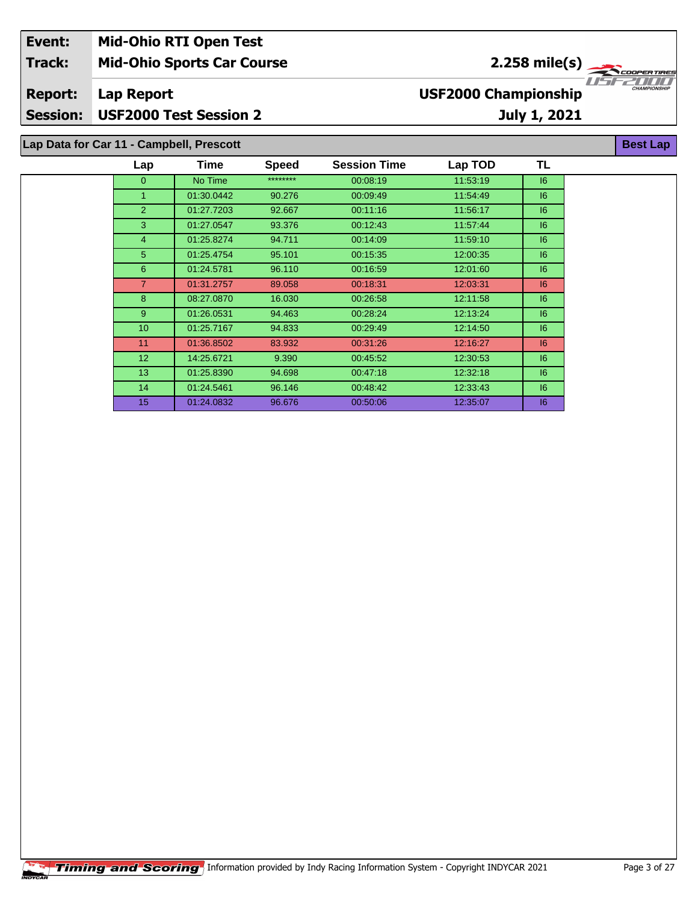| Event: | Mid-Ohio RTI Open Test | |
|---|---|---|
| Track: | Mid-Ohio Sports Car Course | 2.258 mile(s) |
| Report: | Lap Report | USF2000 Championship |
| Session: | USF2000 Test Session 2 | July 1, 2021 |

## Lap Data for Car 11 - Campbell, Prescott

**Best Lap**

| Lap | Time | Speed | Session Time | Lap TOD | TL |
|---|---|---|---|---|---|
| 0 | No Time | ******** | 00:08:19 | 11:53:19 | I6 |
| 1 | 01:30.0442 | 90.276 | 00:09:49 | 11:54:49 | I6 |
| 2 | 01:27.7203 | 92.667 | 00:11:16 | 11:56:17 | I6 |
| 3 | 01:27.0547 | 93.376 | 00:12:43 | 11:57:44 | I6 |
| 4 | 01:25.8274 | 94.711 | 00:14:09 | 11:59:10 | I6 |
| 5 | 01:25.4754 | 95.101 | 00:15:35 | 12:00:35 | I6 |
| 6 | 01:24.5781 | 96.110 | 00:16:59 | 12:01:60 | I6 |
| 7 | 01:31.2757 | 89.058 | 00:18:31 | 12:03:31 | I6 |
| 8 | 08:27.0870 | 16.030 | 00:26:58 | 12:11:58 | I6 |
| 9 | 01:26.0531 | 94.463 | 00:28:24 | 12:13:24 | I6 |
| 10 | 01:25.7167 | 94.833 | 00:29:49 | 12:14:50 | I6 |
| 11 | 01:36.8502 | 83.932 | 00:31:26 | 12:16:27 | I6 |
| 12 | 14:25.6721 | 9.390 | 00:45:52 | 12:30:53 | I6 |
| 13 | 01:25.8390 | 94.698 | 00:47:18 | 12:32:18 | I6 |
| 14 | 01:24.5461 | 96.146 | 00:48:42 | 12:33:43 | I6 |
| 15 | 01:24.0832 | 96.676 | 00:50:06 | 12:35:07 | I6 |

Timing and Scoring Information provided by Indy Racing Information System - Copyright INDYCAR 2021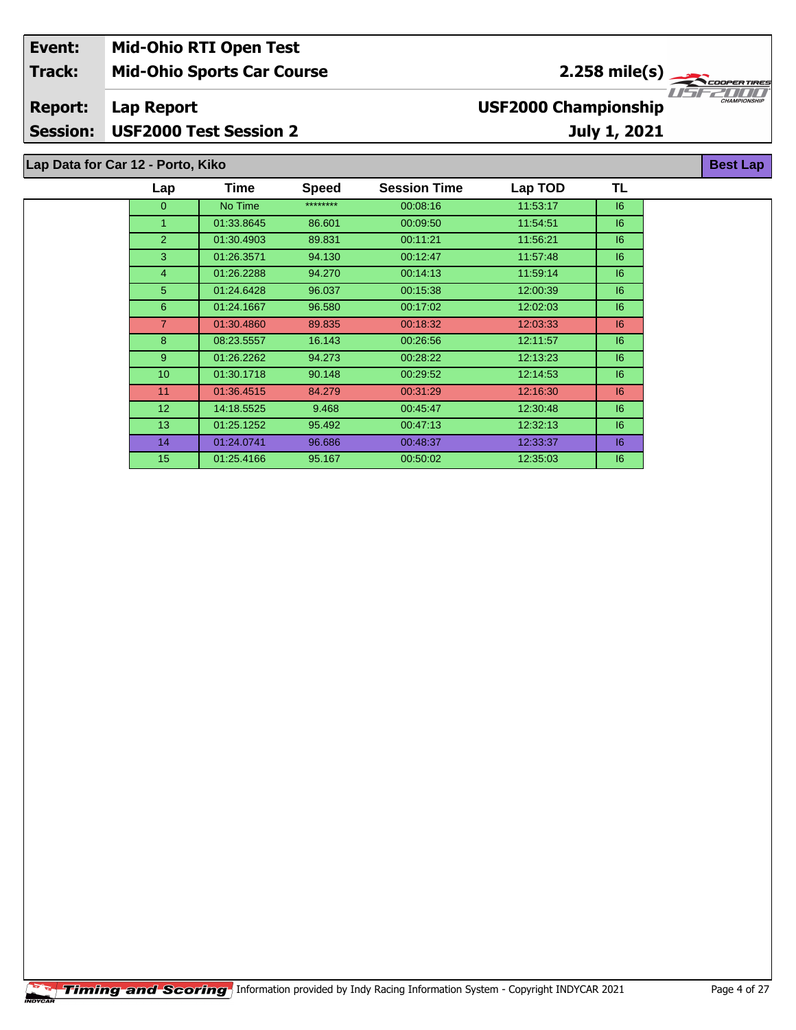| Event: | Mid-Ohio RTI Open Test | |
|---|---|---|
| Track: | Mid-Ohio Sports Car Course | 2.258 mile(s) |
| Report: | Lap Report | USF2000 Championship |
| Session: | USF2000 Test Session 2 | July 1, 2021 |

## Lap Data for Car 12 - Porto, Kiko

**Best Lap**

| Lap | Time | Speed | Session Time | Lap TOD | TL |
|---|---|---|---|---|---|
| 0 | No Time | ******** | 00:08:16 | 11:53:17 | I6 |
| 1 | 01:33.8645 | 86.601 | 00:09:50 | 11:54:51 | I6 |
| 2 | 01:30.4903 | 89.831 | 00:11:21 | 11:56:21 | I6 |
| 3 | 01:26.3571 | 94.130 | 00:12:47 | 11:57:48 | I6 |
| 4 | 01:26.2288 | 94.270 | 00:14:13 | 11:59:14 | I6 |
| 5 | 01:24.6428 | 96.037 | 00:15:38 | 12:00:39 | I6 |
| 6 | 01:24.1667 | 96.580 | 00:17:02 | 12:02:03 | I6 |
| 7 | 01:30.4860 | 89.835 | 00:18:32 | 12:03:33 | I6 |
| 8 | 08:23.5557 | 16.143 | 00:26:56 | 12:11:57 | I6 |
| 9 | 01:26.2262 | 94.273 | 00:28:22 | 12:13:23 | I6 |
| 10 | 01:30.1718 | 90.148 | 00:29:52 | 12:14:53 | I6 |
| 11 | 01:36.4515 | 84.279 | 00:31:29 | 12:16:30 | I6 |
| 12 | 14:18.5525 | 9.468 | 00:45:47 | 12:30:48 | I6 |
| 13 | 01:25.1252 | 95.492 | 00:47:13 | 12:32:13 | I6 |
| 14 | 01:24.0741 | 96.686 | 00:48:37 | 12:33:37 | I6 |
| 15 | 01:25.4166 | 95.167 | 00:50:02 | 12:35:03 | I6 |

Timing and Scoring Information provided by Indy Racing Information System - Copyright INDYCAR 2021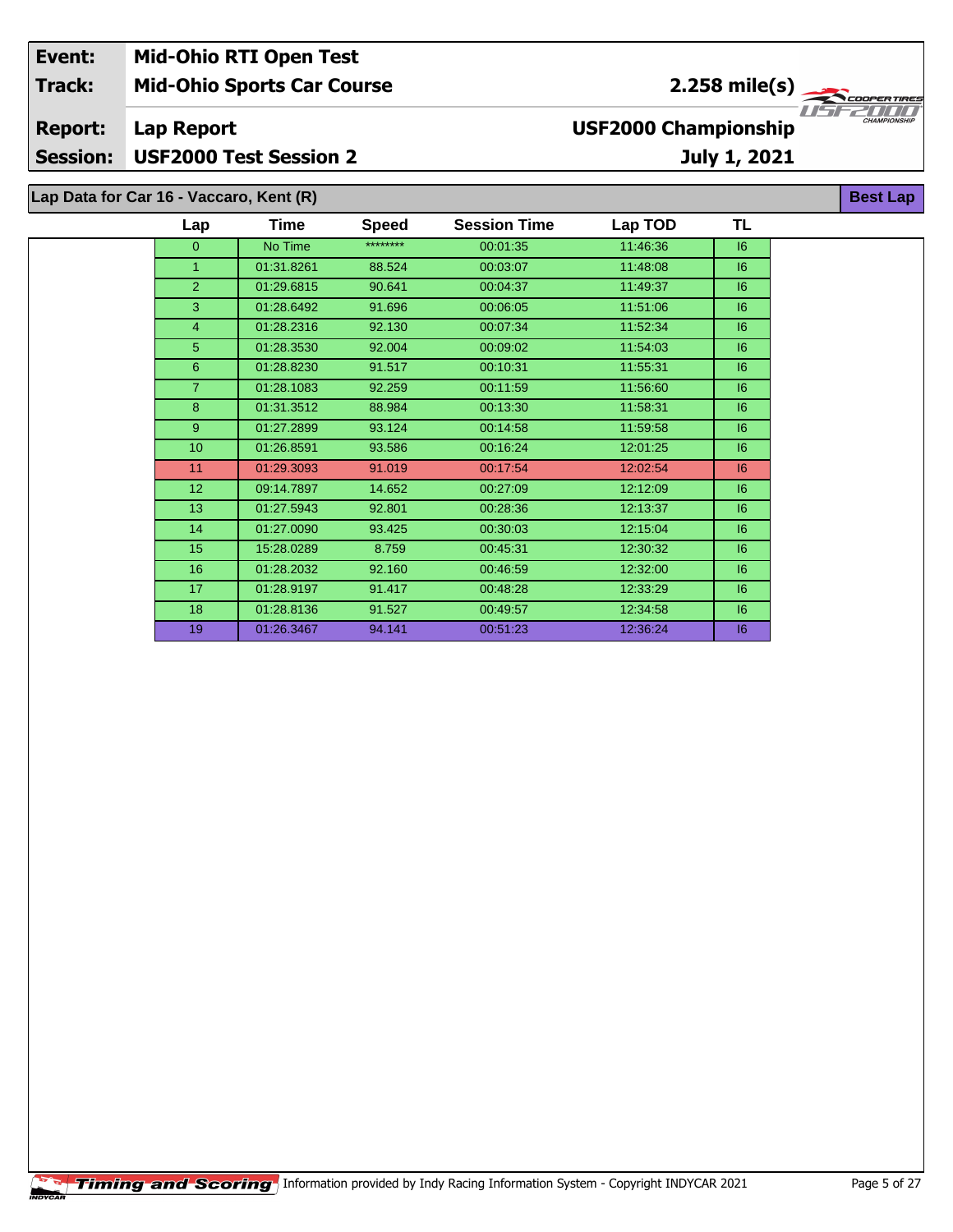| Event: | Mid-Ohio RTI Open Test | |
|---|---|---|
| Track: | Mid-Ohio Sports Car Course | 2.258 mile(s) |
| Report: | Lap Report | USF2000 Championship |
| Session: | USF2000 Test Session 2 | July 1, 2021 |

## Lap Data for Car 16 - Vaccaro, Kent (R)

Best Lap

| Lap | Time | Speed | Session Time | Lap TOD | TL |
|---|---|---|---|---|---|
| 0 | No Time | ******** | 00:01:35 | 11:46:36 | I6 |
| 1 | 01:31.8261 | 88.524 | 00:03:07 | 11:48:08 | I6 |
| 2 | 01:29.6815 | 90.641 | 00:04:37 | 11:49:37 | I6 |
| 3 | 01:28.6492 | 91.696 | 00:06:05 | 11:51:06 | I6 |
| 4 | 01:28.2316 | 92.130 | 00:07:34 | 11:52:34 | I6 |
| 5 | 01:28.3530 | 92.004 | 00:09:02 | 11:54:03 | I6 |
| 6 | 01:28.8230 | 91.517 | 00:10:31 | 11:55:31 | I6 |
| 7 | 01:28.1083 | 92.259 | 00:11:59 | 11:56:60 | I6 |
| 8 | 01:31.3512 | 88.984 | 00:13:30 | 11:58:31 | I6 |
| 9 | 01:27.2899 | 93.124 | 00:14:58 | 11:59:58 | I6 |
| 10 | 01:26.8591 | 93.586 | 00:16:24 | 12:01:25 | I6 |
| 11 | 01:29.3093 | 91.019 | 00:17:54 | 12:02:54 | I6 |
| 12 | 09:14.7897 | 14.652 | 00:27:09 | 12:12:09 | I6 |
| 13 | 01:27.5943 | 92.801 | 00:28:36 | 12:13:37 | I6 |
| 14 | 01:27.0090 | 93.425 | 00:30:03 | 12:15:04 | I6 |
| 15 | 15:28.0289 | 8.759 | 00:45:31 | 12:30:32 | I6 |
| 16 | 01:28.2032 | 92.160 | 00:46:59 | 12:32:00 | I6 |
| 17 | 01:28.9197 | 91.417 | 00:48:28 | 12:33:29 | I6 |
| 18 | 01:28.8136 | 91.527 | 00:49:57 | 12:34:58 | I6 |
| 19 | 01:26.3467 | 94.141 | 00:51:23 | 12:36:24 | I6 |

Information provided by Indy Racing Information System - Copyright INDYCAR 2021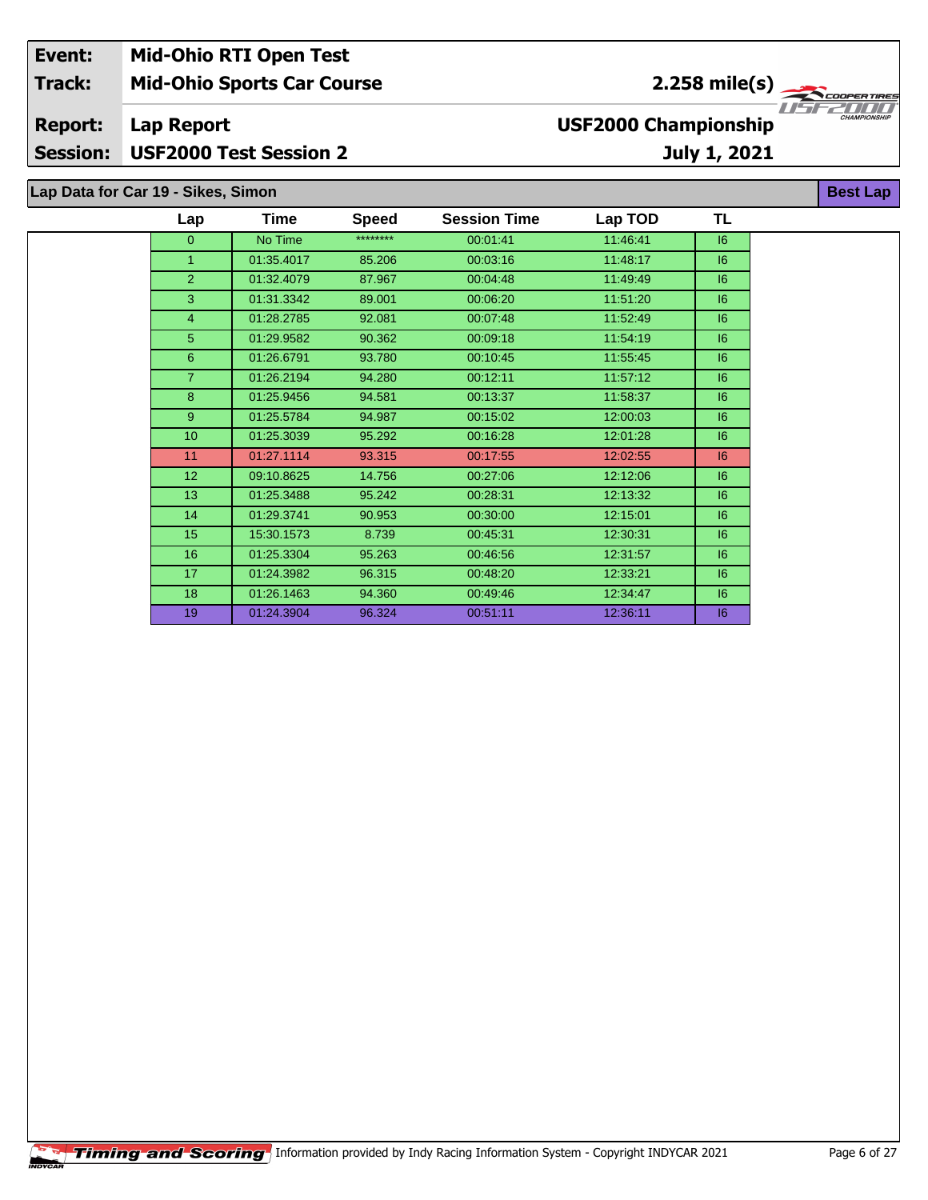| Event: | Mid-Ohio RTI Open Test | |
|---|---|---|
| Track: | Mid-Ohio Sports Car Course | 2.258 mile(s) |
| Report: | Lap Report | USF2000 Championship |
| Session: | USF2000 Test Session 2 | July 1, 2021 |

## Lap Data for Car 19 - Sikes, Simon

Best Lap

| Lap | Time | Speed | Session Time | Lap TOD | TL |
|---|---|---|---|---|---|
| 0 | No Time | ******** | 00:01:41 | 11:46:41 | I6 |
| 1 | 01:35.4017 | 85.206 | 00:03:16 | 11:48:17 | I6 |
| 2 | 01:32.4079 | 87.967 | 00:04:48 | 11:49:49 | I6 |
| 3 | 01:31.3342 | 89.001 | 00:06:20 | 11:51:20 | I6 |
| 4 | 01:28.2785 | 92.081 | 00:07:48 | 11:52:49 | I6 |
| 5 | 01:29.9582 | 90.362 | 00:09:18 | 11:54:19 | I6 |
| 6 | 01:26.6791 | 93.780 | 00:10:45 | 11:55:45 | I6 |
| 7 | 01:26.2194 | 94.280 | 00:12:11 | 11:57:12 | I6 |
| 8 | 01:25.9456 | 94.581 | 00:13:37 | 11:58:37 | I6 |
| 9 | 01:25.5784 | 94.987 | 00:15:02 | 12:00:03 | I6 |
| 10 | 01:25.3039 | 95.292 | 00:16:28 | 12:01:28 | I6 |
| 11 | 01:27.1114 | 93.315 | 00:17:55 | 12:02:55 | I6 |
| 12 | 09:10.8625 | 14.756 | 00:27:06 | 12:12:06 | I6 |
| 13 | 01:25.3488 | 95.242 | 00:28:31 | 12:13:32 | I6 |
| 14 | 01:29.3741 | 90.953 | 00:30:00 | 12:15:01 | I6 |
| 15 | 15:30.1573 | 8.739 | 00:45:31 | 12:30:31 | I6 |
| 16 | 01:25.3304 | 95.263 | 00:46:56 | 12:31:57 | I6 |
| 17 | 01:24.3982 | 96.315 | 00:48:20 | 12:33:21 | I6 |
| 18 | 01:26.1463 | 94.360 | 00:49:46 | 12:34:47 | I6 |
| 19 | 01:24.3904 | 96.324 | 00:51:11 | 12:36:11 | I6 |

Timing and Scoring — Information provided by Indy Racing Information System - Copyright INDYCAR 2021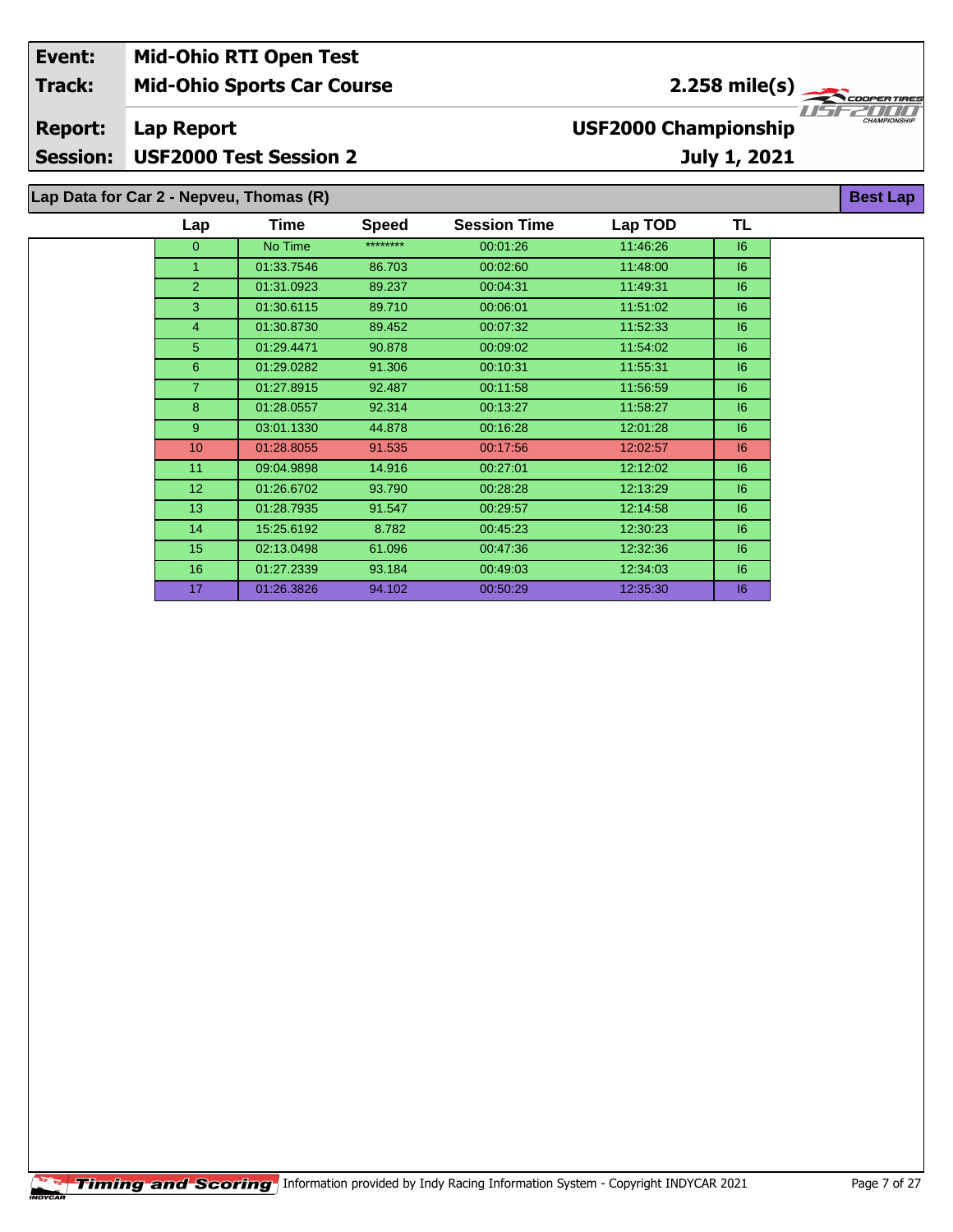| | |
|---|---|
| **Event:** | **Mid-Ohio RTI Open Test** |
| **Track:** | **Mid-Ohio Sports Car Course** |
| **Report:** | **Lap Report** |
| **Session:** | **USF2000 Test Session 2** |

**2.258 mile(s)**

**USF2000 Championship**

**July 1, 2021**

## Lap Data for Car 2 - Nepveu, Thomas (R)

**Best Lap**

| Lap | Time | Speed | Session Time | Lap TOD | TL |
|---|---|---|---|---|---|
| 0 | No Time | ******** | 00:01:26 | 11:46:26 | I6 |
| 1 | 01:33.7546 | 86.703 | 00:02:60 | 11:48:00 | I6 |
| 2 | 01:31.0923 | 89.237 | 00:04:31 | 11:49:31 | I6 |
| 3 | 01:30.6115 | 89.710 | 00:06:01 | 11:51:02 | I6 |
| 4 | 01:30.8730 | 89.452 | 00:07:32 | 11:52:33 | I6 |
| 5 | 01:29.4471 | 90.878 | 00:09:02 | 11:54:02 | I6 |
| 6 | 01:29.0282 | 91.306 | 00:10:31 | 11:55:31 | I6 |
| 7 | 01:27.8915 | 92.487 | 00:11:58 | 11:56:59 | I6 |
| 8 | 01:28.0557 | 92.314 | 00:13:27 | 11:58:27 | I6 |
| 9 | 03:01.1330 | 44.878 | 00:16:28 | 12:01:28 | I6 |
| 10 | 01:28.8055 | 91.535 | 00:17:56 | 12:02:57 | I6 |
| 11 | 09:04.9898 | 14.916 | 00:27:01 | 12:12:02 | I6 |
| 12 | 01:26.6702 | 93.790 | 00:28:28 | 12:13:29 | I6 |
| 13 | 01:28.7935 | 91.547 | 00:29:57 | 12:14:58 | I6 |
| 14 | 15:25.6192 | 8.782 | 00:45:23 | 12:30:23 | I6 |
| 15 | 02:13.0498 | 61.096 | 00:47:36 | 12:32:36 | I6 |
| 16 | 01:27.2339 | 93.184 | 00:49:03 | 12:34:03 | I6 |
| 17 | 01:26.3826 | 94.102 | 00:50:29 | 12:35:30 | I6 |

Timing and Scoring Information provided by Indy Racing Information System - Copyright INDYCAR 2021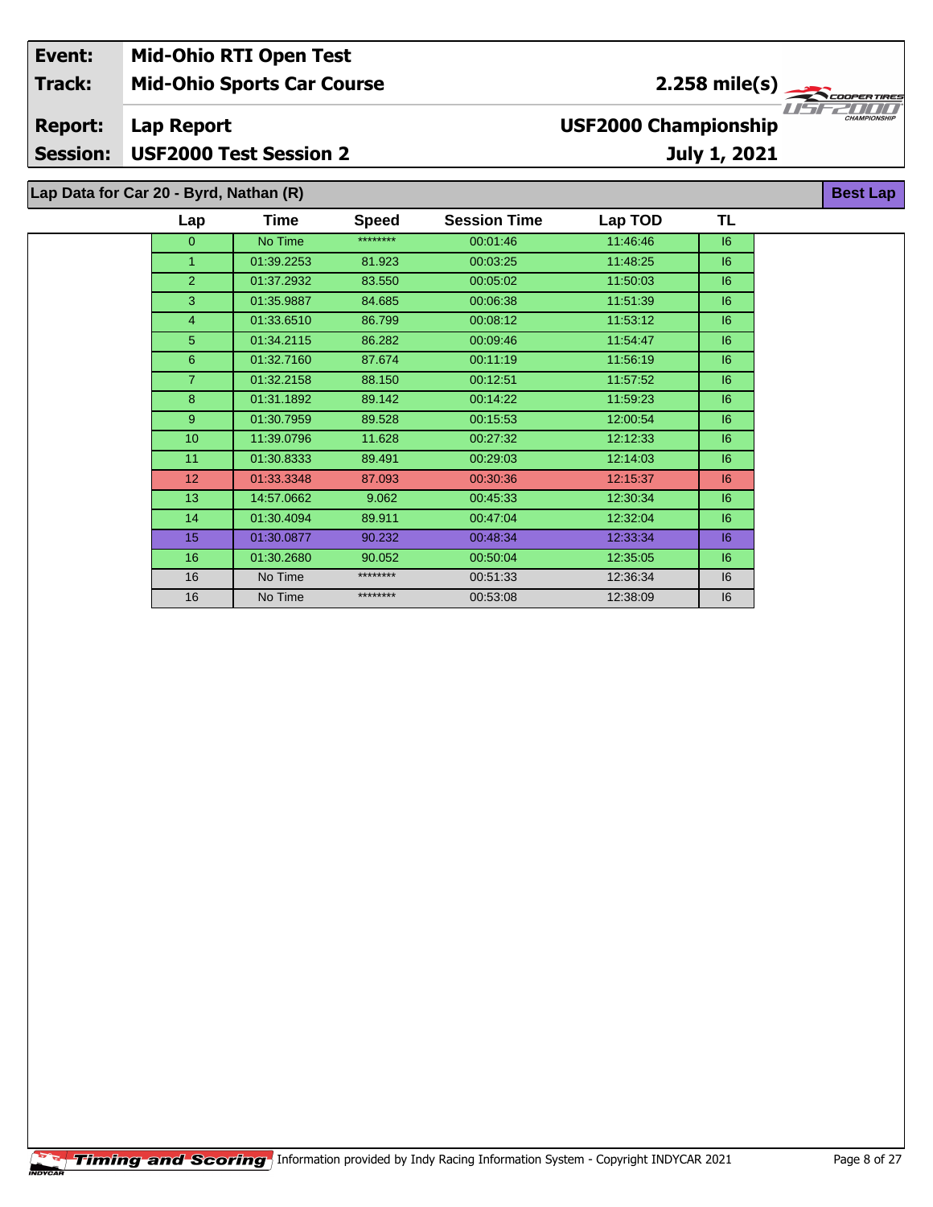| Event: | Mid-Ohio RTI Open Test | |
|---|---|---|
| Track: | Mid-Ohio Sports Car Course | 2.258 mile(s) |
| Report: | Lap Report | USF2000 Championship |
| Session: | USF2000 Test Session 2 | July 1, 2021 |

## Lap Data for Car 20 - Byrd, Nathan (R)

Best Lap

| Lap | Time | Speed | Session Time | Lap TOD | TL |
|---|---|---|---|---|---|
| 0 | No Time | ******** | 00:01:46 | 11:46:46 | I6 |
| 1 | 01:39.2253 | 81.923 | 00:03:25 | 11:48:25 | I6 |
| 2 | 01:37.2932 | 83.550 | 00:05:02 | 11:50:03 | I6 |
| 3 | 01:35.9887 | 84.685 | 00:06:38 | 11:51:39 | I6 |
| 4 | 01:33.6510 | 86.799 | 00:08:12 | 11:53:12 | I6 |
| 5 | 01:34.2115 | 86.282 | 00:09:46 | 11:54:47 | I6 |
| 6 | 01:32.7160 | 87.674 | 00:11:19 | 11:56:19 | I6 |
| 7 | 01:32.2158 | 88.150 | 00:12:51 | 11:57:52 | I6 |
| 8 | 01:31.1892 | 89.142 | 00:14:22 | 11:59:23 | I6 |
| 9 | 01:30.7959 | 89.528 | 00:15:53 | 12:00:54 | I6 |
| 10 | 11:39.0796 | 11.628 | 00:27:32 | 12:12:33 | I6 |
| 11 | 01:30.8333 | 89.491 | 00:29:03 | 12:14:03 | I6 |
| 12 | 01:33.3348 | 87.093 | 00:30:36 | 12:15:37 | I6 |
| 13 | 14:57.0662 | 9.062 | 00:45:33 | 12:30:34 | I6 |
| 14 | 01:30.4094 | 89.911 | 00:47:04 | 12:32:04 | I6 |
| 15 | 01:30.0877 | 90.232 | 00:48:34 | 12:33:34 | I6 |
| 16 | 01:30.2680 | 90.052 | 00:50:04 | 12:35:05 | I6 |
| 16 | No Time | ******** | 00:51:33 | 12:36:34 | I6 |
| 16 | No Time | ******** | 00:53:08 | 12:38:09 | I6 |

Timing and Scoring Information provided by Indy Racing Information System - Copyright INDYCAR 2021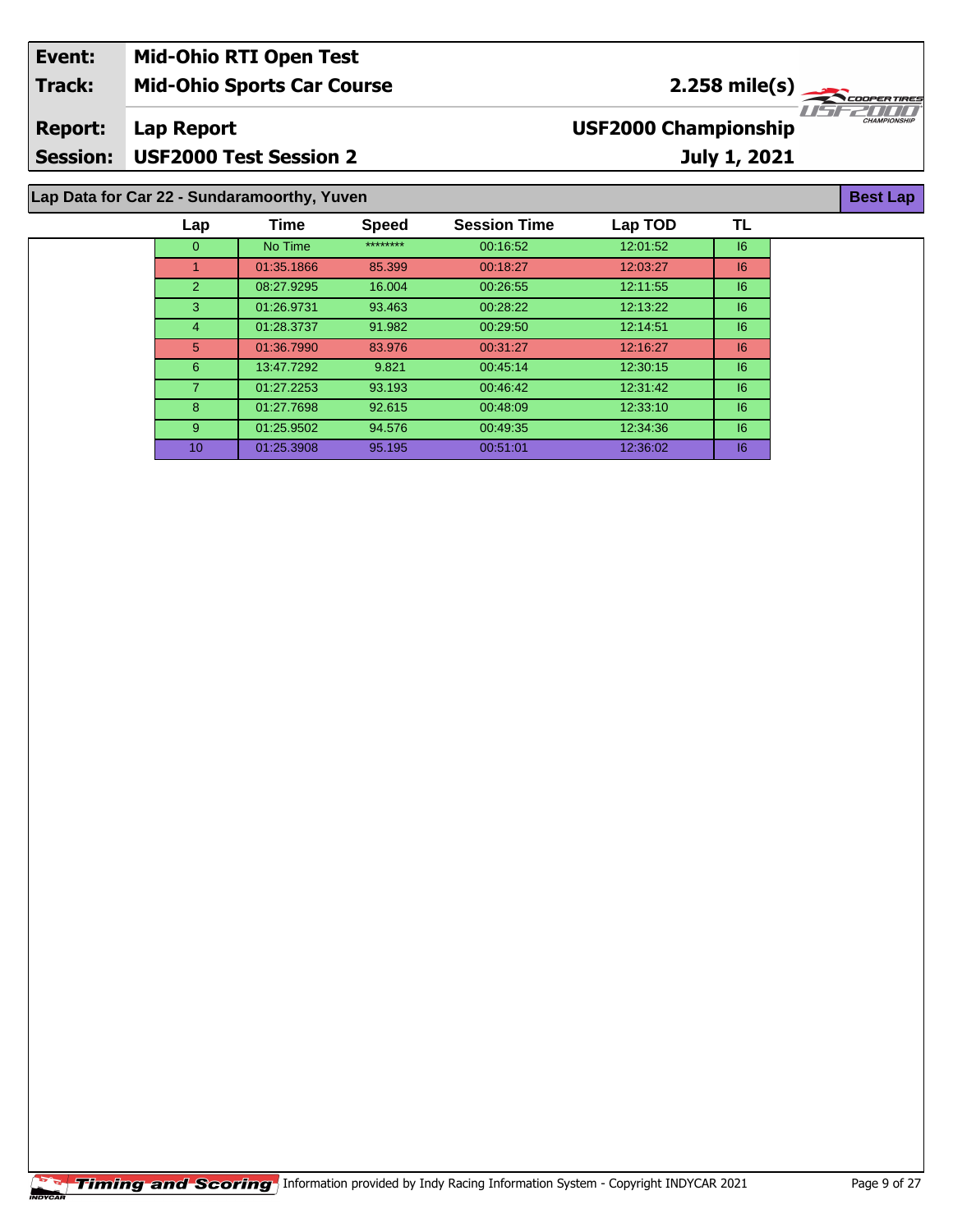| Event: | Mid-Ohio RTI Open Test | |
|---|---|---|
| Track: | Mid-Ohio Sports Car Course | 2.258 mile(s) |
| Report: | Lap Report | USF2000 Championship |
| Session: | USF2000 Test Session 2 | July 1, 2021 |

## Lap Data for Car 22 - Sundaramoorthy, Yuven

Best Lap

| Lap | Time | Speed | Session Time | Lap TOD | TL |
|---|---|---|---|---|---|
| 0 | No Time | ******** | 00:16:52 | 12:01:52 | I6 |
| 1 | 01:35.1866 | 85.399 | 00:18:27 | 12:03:27 | I6 |
| 2 | 08:27.9295 | 16.004 | 00:26:55 | 12:11:55 | I6 |
| 3 | 01:26.9731 | 93.463 | 00:28:22 | 12:13:22 | I6 |
| 4 | 01:28.3737 | 91.982 | 00:29:50 | 12:14:51 | I6 |
| 5 | 01:36.7990 | 83.976 | 00:31:27 | 12:16:27 | I6 |
| 6 | 13:47.7292 | 9.821 | 00:45:14 | 12:30:15 | I6 |
| 7 | 01:27.2253 | 93.193 | 00:46:42 | 12:31:42 | I6 |
| 8 | 01:27.7698 | 92.615 | 00:48:09 | 12:33:10 | I6 |
| 9 | 01:25.9502 | 94.576 | 00:49:35 | 12:34:36 | I6 |
| 10 | 01:25.3908 | 95.195 | 00:51:01 | 12:36:02 | I6 |

Timing and Scoring — Information provided by Indy Racing Information System - Copyright INDYCAR 2021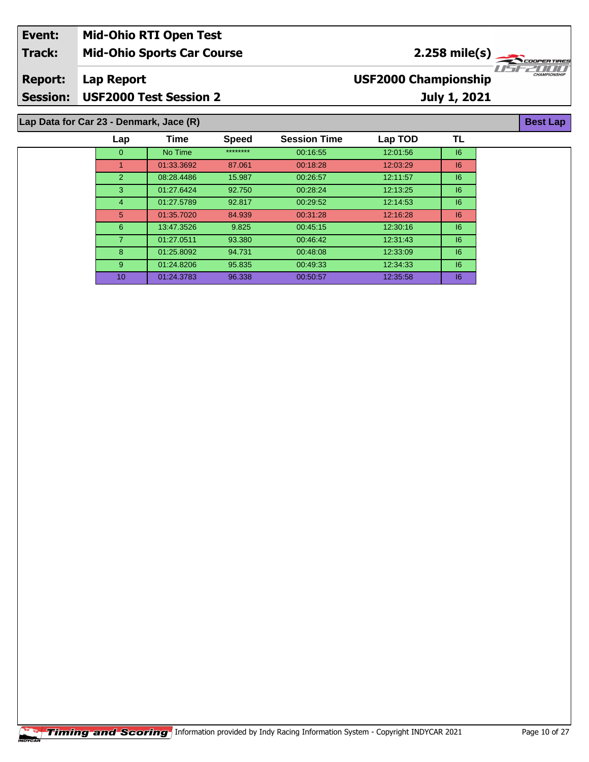| Event: | Mid-Ohio RTI Open Test | |
|---|---|---|
| Track: | Mid-Ohio Sports Car Course | 2.258 mile(s) |
| Report: | Lap Report | USF2000 Championship |
| Session: | USF2000 Test Session 2 | July 1, 2021 |

## Lap Data for Car 23 - Denmark, Jace (R)

Best Lap

| Lap | Time | Speed | Session Time | Lap TOD | TL |
|---|---|---|---|---|---|
| 0 | No Time | ******** | 00:16:55 | 12:01:56 | I6 |
| 1 | 01:33.3692 | 87.061 | 00:18:28 | 12:03:29 | I6 |
| 2 | 08:28.4486 | 15.987 | 00:26:57 | 12:11:57 | I6 |
| 3 | 01:27.6424 | 92.750 | 00:28:24 | 12:13:25 | I6 |
| 4 | 01:27.5789 | 92.817 | 00:29:52 | 12:14:53 | I6 |
| 5 | 01:35.7020 | 84.939 | 00:31:28 | 12:16:28 | I6 |
| 6 | 13:47.3526 | 9.825 | 00:45:15 | 12:30:16 | I6 |
| 7 | 01:27.0511 | 93.380 | 00:46:42 | 12:31:43 | I6 |
| 8 | 01:25.8092 | 94.731 | 00:48:08 | 12:33:09 | I6 |
| 9 | 01:24.8206 | 95.835 | 00:49:33 | 12:34:33 | I6 |
| 10 | 01:24.3783 | 96.338 | 00:50:57 | 12:35:58 | I6 |

Timing and Scoring Information provided by Indy Racing Information System - Copyright INDYCAR 2021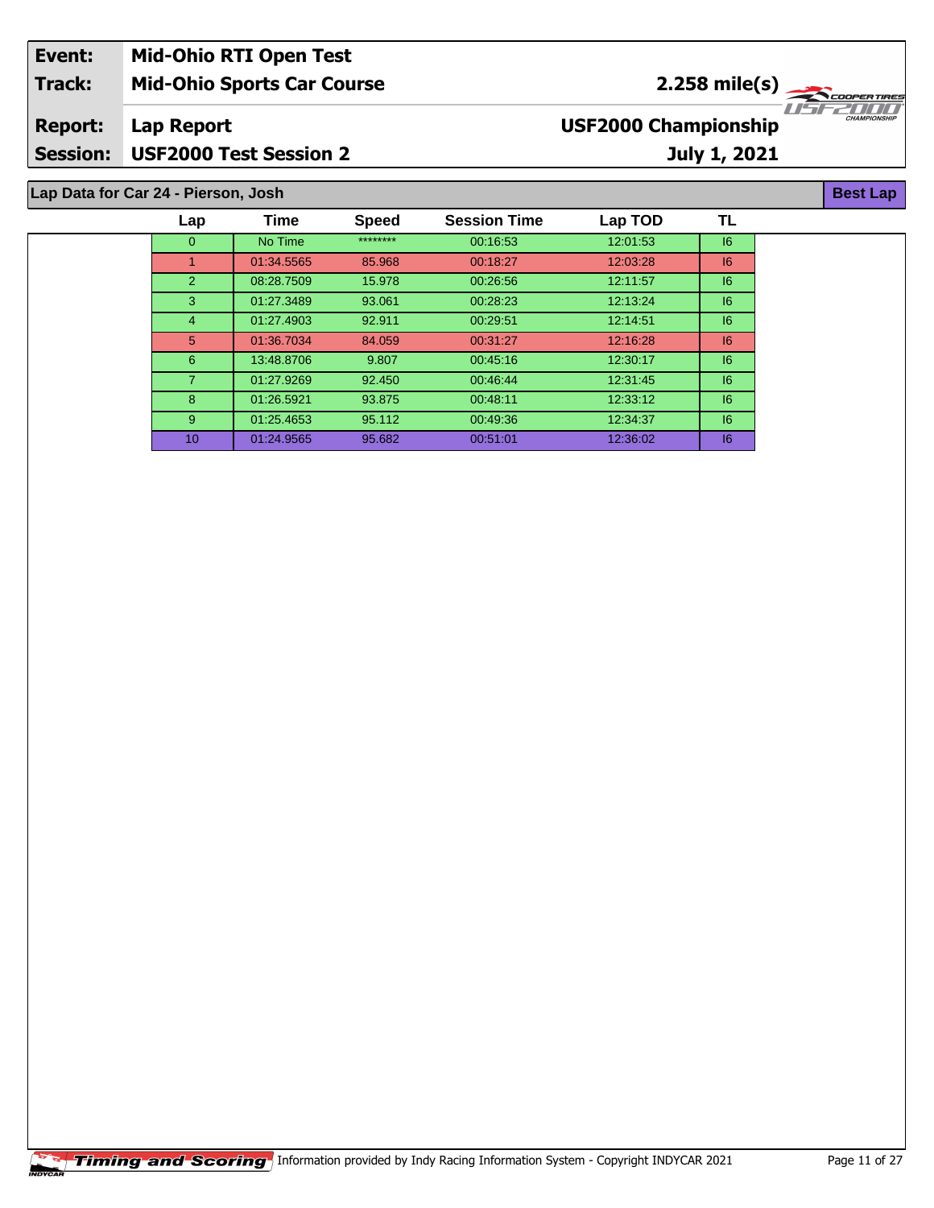| Event: | Mid-Ohio RTI Open Test | |
|---|---|---|
| Track: | Mid-Ohio Sports Car Course | 2.258 mile(s) |
| Report: | Lap Report | USF2000 Championship |
| Session: | USF2000 Test Session 2 | July 1, 2021 |

## Lap Data for Car 24 - Pierson, Josh

**Best Lap**

| Lap | Time | Speed | Session Time | Lap TOD | TL |
|---|---|---|---|---|---|
| 0 | No Time | ******** | 00:16:53 | 12:01:53 | I6 |
| 1 | 01:34.5565 | 85.968 | 00:18:27 | 12:03:28 | I6 |
| 2 | 08:28.7509 | 15.978 | 00:26:56 | 12:11:57 | I6 |
| 3 | 01:27.3489 | 93.061 | 00:28:23 | 12:13:24 | I6 |
| 4 | 01:27.4903 | 92.911 | 00:29:51 | 12:14:51 | I6 |
| 5 | 01:36.7034 | 84.059 | 00:31:27 | 12:16:28 | I6 |
| 6 | 13:48.8706 | 9.807 | 00:45:16 | 12:30:17 | I6 |
| 7 | 01:27.9269 | 92.450 | 00:46:44 | 12:31:45 | I6 |
| 8 | 01:26.5921 | 93.875 | 00:48:11 | 12:33:12 | I6 |
| 9 | 01:25.4653 | 95.112 | 00:49:36 | 12:34:37 | I6 |
| 10 | 01:24.9565 | 95.682 | 00:51:01 | 12:36:02 | I6 |

Timing and Scoring Information provided by Indy Racing Information System - Copyright INDYCAR 2021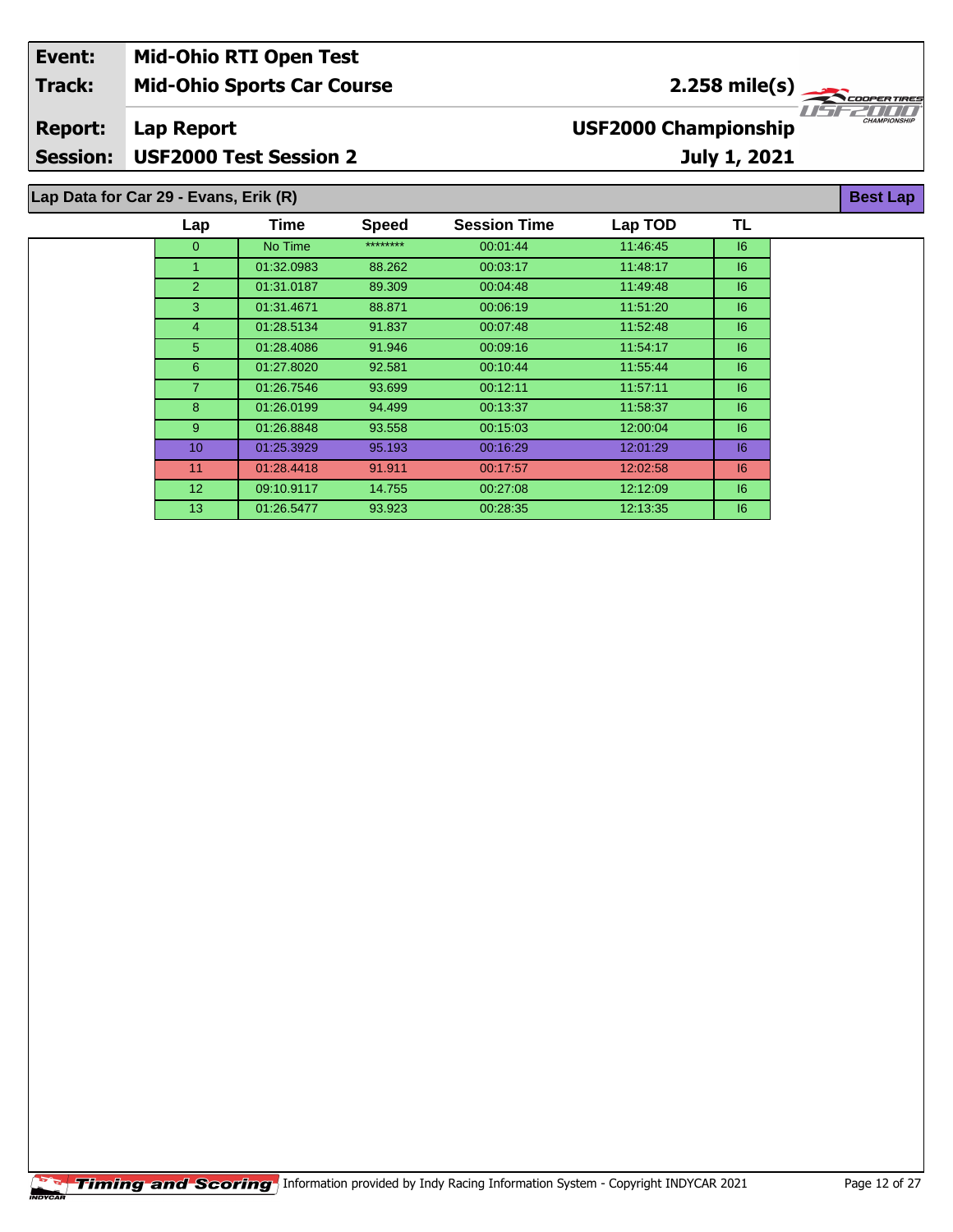| Event: | Mid-Ohio RTI Open Test | |
|---|---|---|
| Track: | Mid-Ohio Sports Car Course | 2.258 mile(s) |
| Report: | Lap Report | USF2000 Championship |
| Session: | USF2000 Test Session 2 | July 1, 2021 |

## Lap Data for Car 29 - Evans, Erik (R)

Best Lap

| Lap | Time | Speed | Session Time | Lap TOD | TL |
|---|---|---|---|---|---|
| 0 | No Time | ******** | 00:01:44 | 11:46:45 | I6 |
| 1 | 01:32.0983 | 88.262 | 00:03:17 | 11:48:17 | I6 |
| 2 | 01:31.0187 | 89.309 | 00:04:48 | 11:49:48 | I6 |
| 3 | 01:31.4671 | 88.871 | 00:06:19 | 11:51:20 | I6 |
| 4 | 01:28.5134 | 91.837 | 00:07:48 | 11:52:48 | I6 |
| 5 | 01:28.4086 | 91.946 | 00:09:16 | 11:54:17 | I6 |
| 6 | 01:27.8020 | 92.581 | 00:10:44 | 11:55:44 | I6 |
| 7 | 01:26.7546 | 93.699 | 00:12:11 | 11:57:11 | I6 |
| 8 | 01:26.0199 | 94.499 | 00:13:37 | 11:58:37 | I6 |
| 9 | 01:26.8848 | 93.558 | 00:15:03 | 12:00:04 | I6 |
| 10 | 01:25.3929 | 95.193 | 00:16:29 | 12:01:29 | I6 |
| 11 | 01:28.4418 | 91.911 | 00:17:57 | 12:02:58 | I6 |
| 12 | 09:10.9117 | 14.755 | 00:27:08 | 12:12:09 | I6 |
| 13 | 01:26.5477 | 93.923 | 00:28:35 | 12:13:35 | I6 |

Timing and Scoring Information provided by Indy Racing Information System - Copyright INDYCAR 2021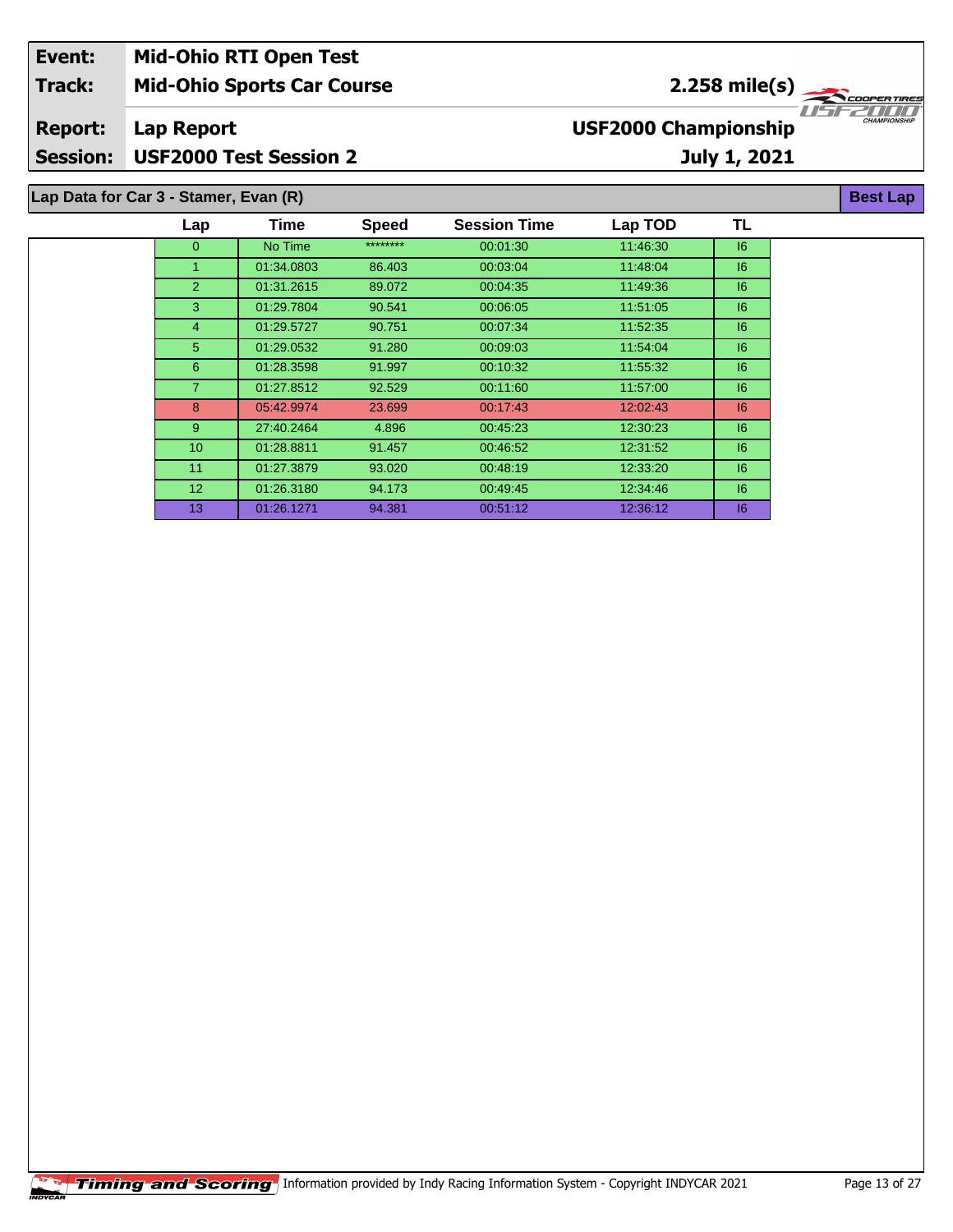| **Event:** | **Mid-Ohio RTI Open Test** | |
|---|---|---|
| **Track:** | **Mid-Ohio Sports Car Course** | **2.258 mile(s)** |
| **Report:** | **Lap Report** | **USF2000 Championship** |
| **Session:** | **USF2000 Test Session 2** | **July 1, 2021** |

## Lap Data for Car 3 - Stamer, Evan (R)

**Best Lap**

| Lap | Time | Speed | Session Time | Lap TOD | TL |
|---|---|---|---|---|---|
| 0 | No Time | ******** | 00:01:30 | 11:46:30 | I6 |
| 1 | 01:34.0803 | 86.403 | 00:03:04 | 11:48:04 | I6 |
| 2 | 01:31.2615 | 89.072 | 00:04:35 | 11:49:36 | I6 |
| 3 | 01:29.7804 | 90.541 | 00:06:05 | 11:51:05 | I6 |
| 4 | 01:29.5727 | 90.751 | 00:07:34 | 11:52:35 | I6 |
| 5 | 01:29.0532 | 91.280 | 00:09:03 | 11:54:04 | I6 |
| 6 | 01:28.3598 | 91.997 | 00:10:32 | 11:55:32 | I6 |
| 7 | 01:27.8512 | 92.529 | 00:11:60 | 11:57:00 | I6 |
| 8 | 05:42.9974 | 23.699 | 00:17:43 | 12:02:43 | I6 |
| 9 | 27:40.2464 | 4.896 | 00:45:23 | 12:30:23 | I6 |
| 10 | 01:28.8811 | 91.457 | 00:46:52 | 12:31:52 | I6 |
| 11 | 01:27.3879 | 93.020 | 00:48:19 | 12:33:20 | I6 |
| 12 | 01:26.3180 | 94.173 | 00:49:45 | 12:34:46 | I6 |
| 13 | 01:26.1271 | 94.381 | 00:51:12 | 12:36:12 | I6 |

Timing and Scoring Information provided by Indy Racing Information System - Copyright INDYCAR 2021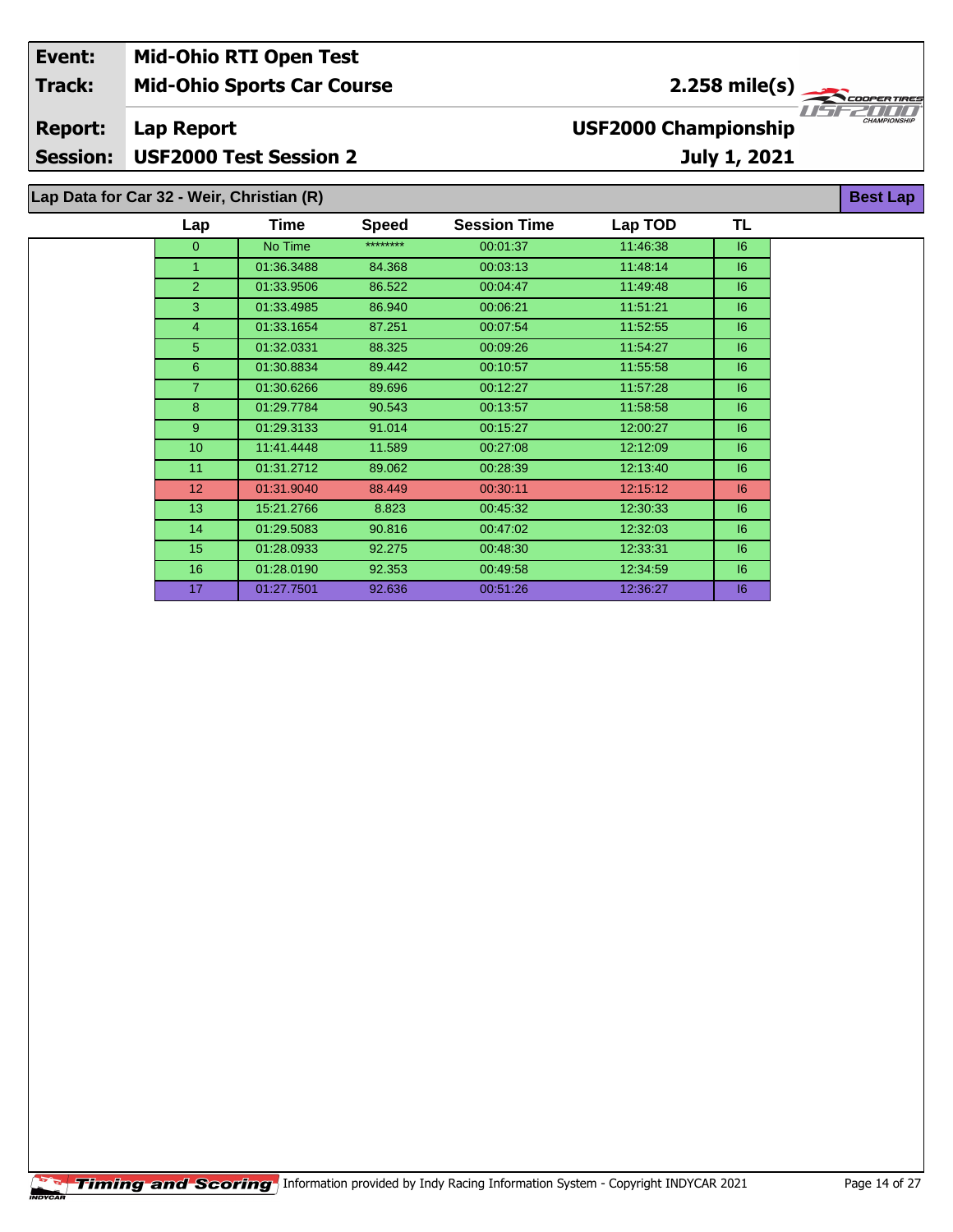| Event: | Mid-Ohio RTI Open Test | |
|---|---|---|
| Track: | Mid-Ohio Sports Car Course | 2.258 mile(s) |
| Report: | Lap Report | USF2000 Championship |
| Session: | USF2000 Test Session 2 | July 1, 2021 |

## Lap Data for Car 32 - Weir, Christian (R)

Best Lap

| Lap | Time | Speed | Session Time | Lap TOD | TL |
|---|---|---|---|---|---|
| 0 | No Time | ******** | 00:01:37 | 11:46:38 | I6 |
| 1 | 01:36.3488 | 84.368 | 00:03:13 | 11:48:14 | I6 |
| 2 | 01:33.9506 | 86.522 | 00:04:47 | 11:49:48 | I6 |
| 3 | 01:33.4985 | 86.940 | 00:06:21 | 11:51:21 | I6 |
| 4 | 01:33.1654 | 87.251 | 00:07:54 | 11:52:55 | I6 |
| 5 | 01:32.0331 | 88.325 | 00:09:26 | 11:54:27 | I6 |
| 6 | 01:30.8834 | 89.442 | 00:10:57 | 11:55:58 | I6 |
| 7 | 01:30.6266 | 89.696 | 00:12:27 | 11:57:28 | I6 |
| 8 | 01:29.7784 | 90.543 | 00:13:57 | 11:58:58 | I6 |
| 9 | 01:29.3133 | 91.014 | 00:15:27 | 12:00:27 | I6 |
| 10 | 11:41.4448 | 11.589 | 00:27:08 | 12:12:09 | I6 |
| 11 | 01:31.2712 | 89.062 | 00:28:39 | 12:13:40 | I6 |
| 12 | 01:31.9040 | 88.449 | 00:30:11 | 12:15:12 | I6 |
| 13 | 15:21.2766 | 8.823 | 00:45:32 | 12:30:33 | I6 |
| 14 | 01:29.5083 | 90.816 | 00:47:02 | 12:32:03 | I6 |
| 15 | 01:28.0933 | 92.275 | 00:48:30 | 12:33:31 | I6 |
| 16 | 01:28.0190 | 92.353 | 00:49:58 | 12:34:59 | I6 |
| 17 | 01:27.7501 | 92.636 | 00:51:26 | 12:36:27 | I6 |

Timing and Scoring Information provided by Indy Racing Information System - Copyright INDYCAR 2021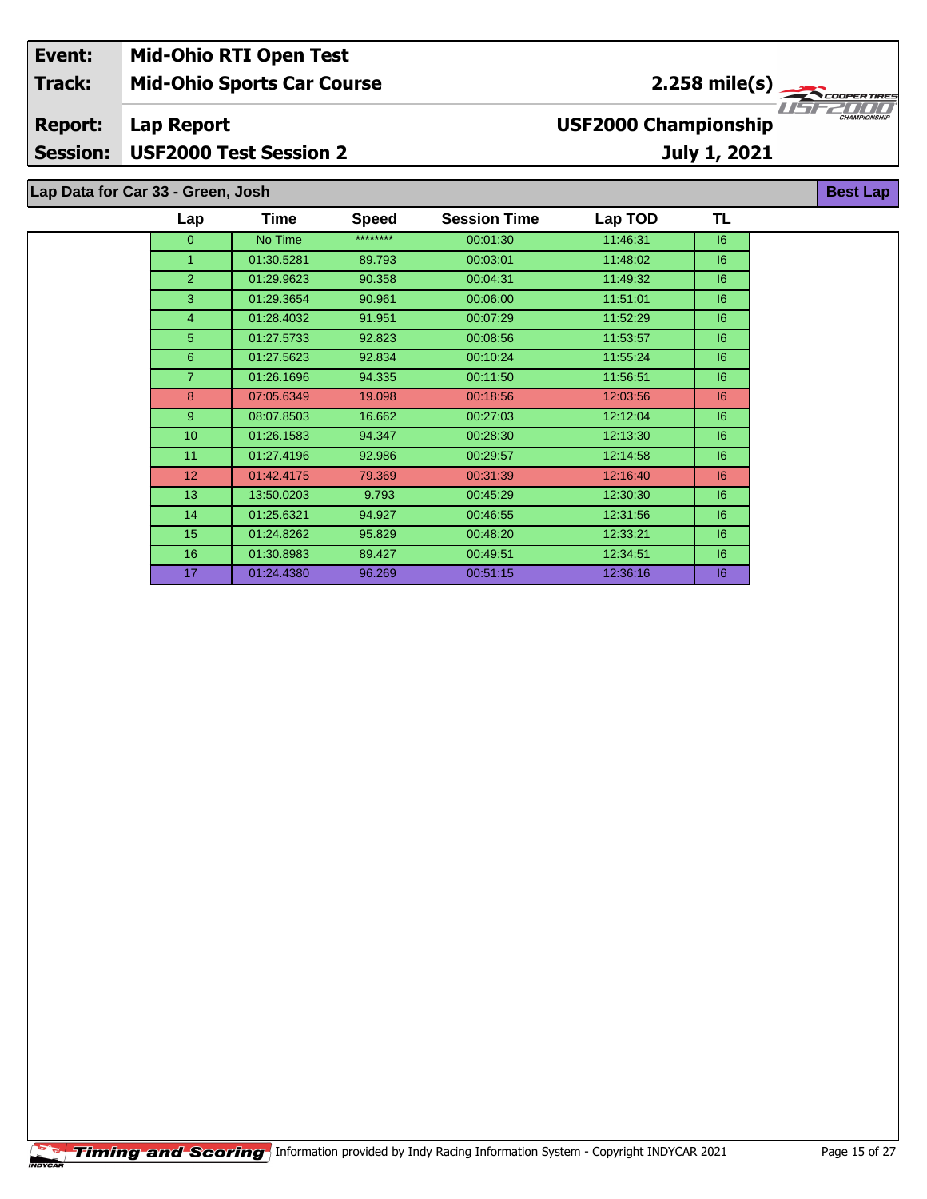| Event: | Mid-Ohio RTI Open Test | |
|---|---|---|
| Track: | Mid-Ohio Sports Car Course | 2.258 mile(s) |
| Report: | Lap Report | USF2000 Championship |
| Session: | USF2000 Test Session 2 | July 1, 2021 |

## Lap Data for Car 33 - Green, Josh

**Best Lap**

| Lap | Time | Speed | Session Time | Lap TOD | TL |
|---|---|---|---|---|---|
| 0 | No Time | ******** | 00:01:30 | 11:46:31 | I6 |
| 1 | 01:30.5281 | 89.793 | 00:03:01 | 11:48:02 | I6 |
| 2 | 01:29.9623 | 90.358 | 00:04:31 | 11:49:32 | I6 |
| 3 | 01:29.3654 | 90.961 | 00:06:00 | 11:51:01 | I6 |
| 4 | 01:28.4032 | 91.951 | 00:07:29 | 11:52:29 | I6 |
| 5 | 01:27.5733 | 92.823 | 00:08:56 | 11:53:57 | I6 |
| 6 | 01:27.5623 | 92.834 | 00:10:24 | 11:55:24 | I6 |
| 7 | 01:26.1696 | 94.335 | 00:11:50 | 11:56:51 | I6 |
| 8 | 07:05.6349 | 19.098 | 00:18:56 | 12:03:56 | I6 |
| 9 | 08:07.8503 | 16.662 | 00:27:03 | 12:12:04 | I6 |
| 10 | 01:26.1583 | 94.347 | 00:28:30 | 12:13:30 | I6 |
| 11 | 01:27.4196 | 92.986 | 00:29:57 | 12:14:58 | I6 |
| 12 | 01:42.4175 | 79.369 | 00:31:39 | 12:16:40 | I6 |
| 13 | 13:50.0203 | 9.793 | 00:45:29 | 12:30:30 | I6 |
| 14 | 01:25.6321 | 94.927 | 00:46:55 | 12:31:56 | I6 |
| 15 | 01:24.8262 | 95.829 | 00:48:20 | 12:33:21 | I6 |
| 16 | 01:30.8983 | 89.427 | 00:49:51 | 12:34:51 | I6 |
| 17 | 01:24.4380 | 96.269 | 00:51:15 | 12:36:16 | I6 |

Timing and Scoring Information provided by Indy Racing Information System - Copyright INDYCAR 2021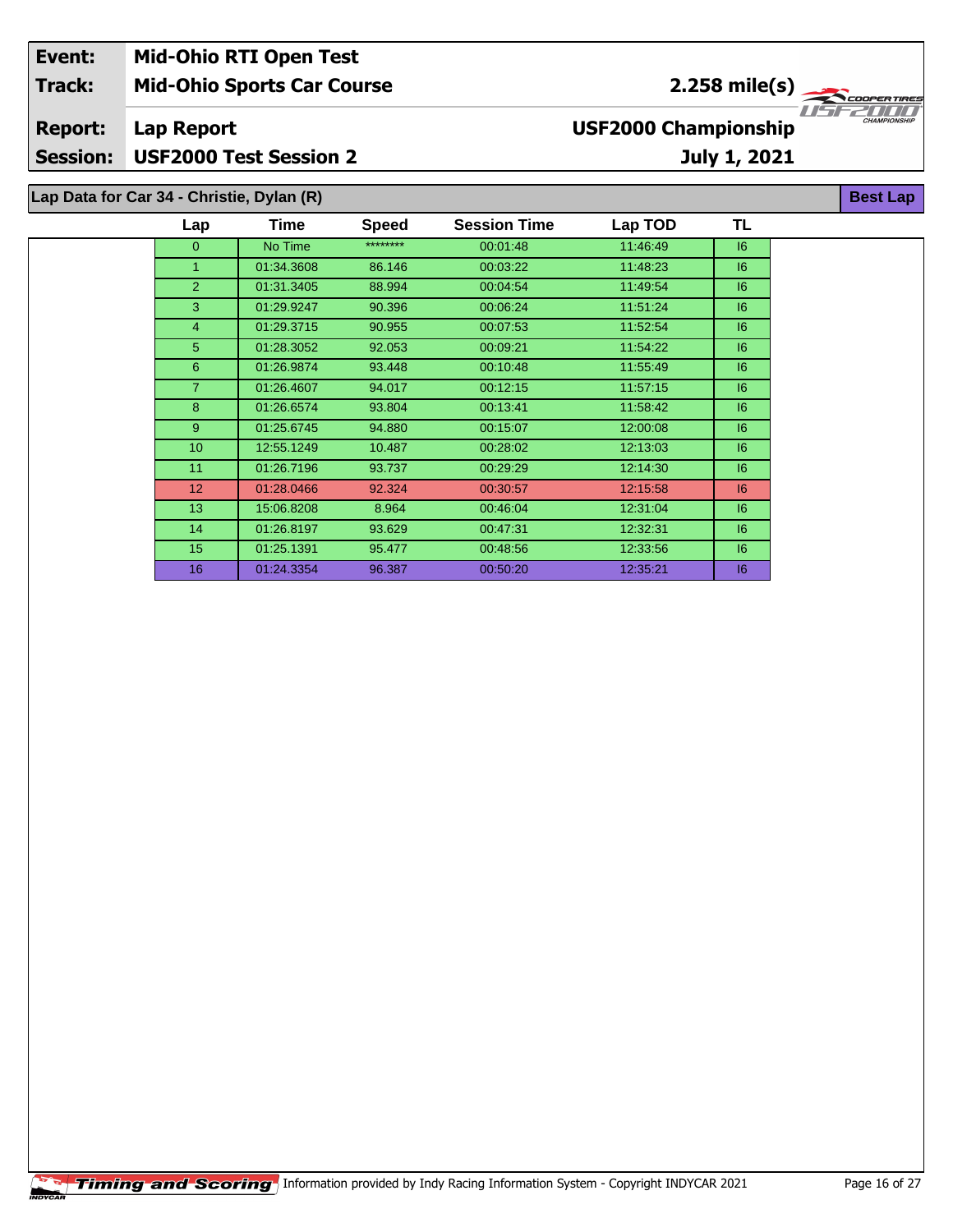| Event: | Mid-Ohio RTI Open Test | |
|---|---|---|
| Track: | Mid-Ohio Sports Car Course | 2.258 mile(s) |
| Report: | Lap Report | USF2000 Championship |
| Session: | USF2000 Test Session 2 | July 1, 2021 |

## Lap Data for Car 34 - Christie, Dylan (R)

**Best Lap**

| Lap | Time | Speed | Session Time | Lap TOD | TL |
|---|---|---|---|---|---|
| 0 | No Time | ******** | 00:01:48 | 11:46:49 | I6 |
| 1 | 01:34.3608 | 86.146 | 00:03:22 | 11:48:23 | I6 |
| 2 | 01:31.3405 | 88.994 | 00:04:54 | 11:49:54 | I6 |
| 3 | 01:29.9247 | 90.396 | 00:06:24 | 11:51:24 | I6 |
| 4 | 01:29.3715 | 90.955 | 00:07:53 | 11:52:54 | I6 |
| 5 | 01:28.3052 | 92.053 | 00:09:21 | 11:54:22 | I6 |
| 6 | 01:26.9874 | 93.448 | 00:10:48 | 11:55:49 | I6 |
| 7 | 01:26.4607 | 94.017 | 00:12:15 | 11:57:15 | I6 |
| 8 | 01:26.6574 | 93.804 | 00:13:41 | 11:58:42 | I6 |
| 9 | 01:25.6745 | 94.880 | 00:15:07 | 12:00:08 | I6 |
| 10 | 12:55.1249 | 10.487 | 00:28:02 | 12:13:03 | I6 |
| 11 | 01:26.7196 | 93.737 | 00:29:29 | 12:14:30 | I6 |
| 12 | 01:28.0466 | 92.324 | 00:30:57 | 12:15:58 | I6 |
| 13 | 15:06.8208 | 8.964 | 00:46:04 | 12:31:04 | I6 |
| 14 | 01:26.8197 | 93.629 | 00:47:31 | 12:32:31 | I6 |
| 15 | 01:25.1391 | 95.477 | 00:48:56 | 12:33:56 | I6 |
| 16 | 01:24.3354 | 96.387 | 00:50:20 | 12:35:21 | I6 |

Timing and Scoring Information provided by Indy Racing Information System - Copyright INDYCAR 2021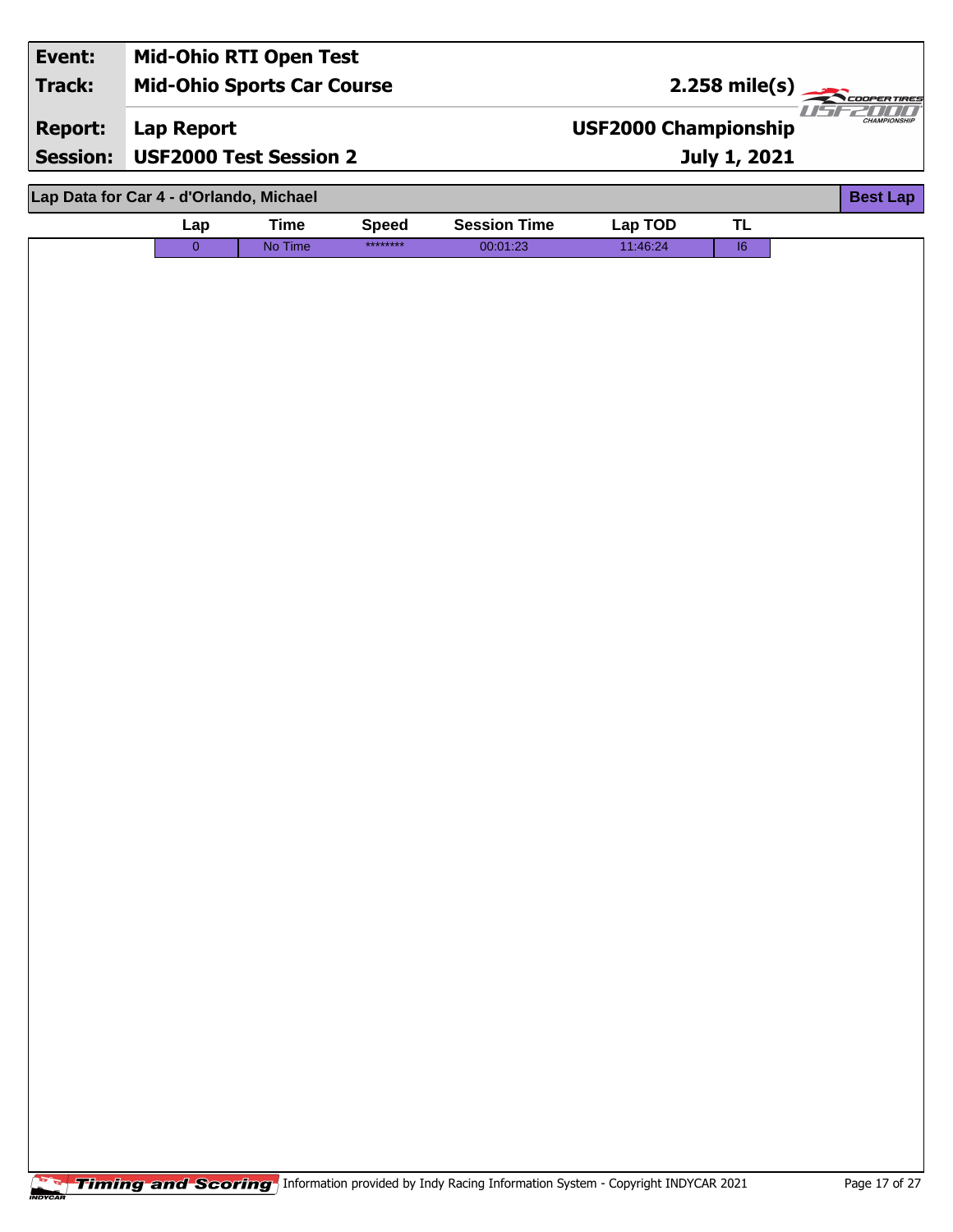| Event: | Mid-Ohio RTI Open Test | |
|---|---|---|
| Track: | Mid-Ohio Sports Car Course | 2.258 mile(s) |
| Report: | Lap Report | USF2000 Championship |
| Session: | USF2000 Test Session 2 | July 1, 2021 |

## Lap Data for Car 4 - d'Orlando, Michael

Best Lap

| Lap | Time | Speed | Session Time | Lap TOD | TL |
|---|---|---|---|---|---|
| 0 | No Time | ******** | 00:01:23 | 11:46:24 | I6 |

Timing and Scoring Information provided by Indy Racing Information System - Copyright INDYCAR 2021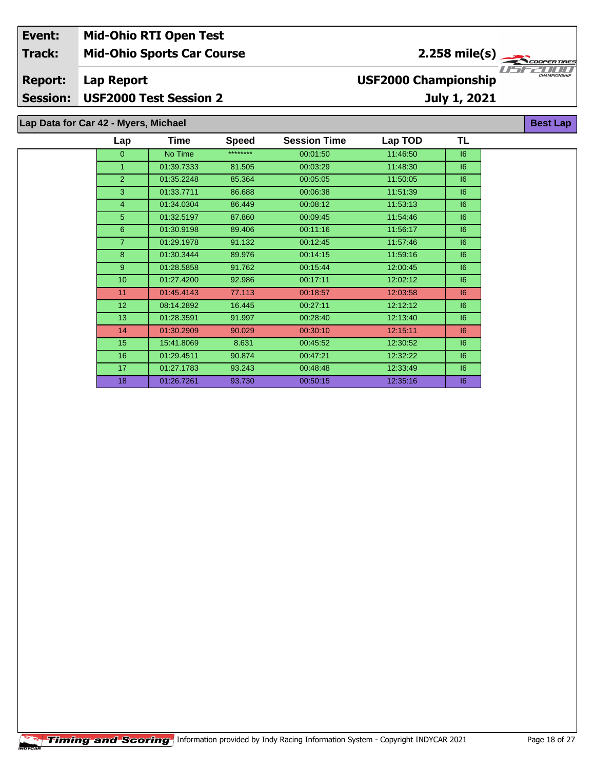| Event: | Mid-Ohio RTI Open Test | |
|---|---|---|
| Track: | Mid-Ohio Sports Car Course | 2.258 mile(s) |
| Report: | Lap Report | USF2000 Championship |
| Session: | USF2000 Test Session 2 | July 1, 2021 |

## Lap Data for Car 42 - Myers, Michael

Best Lap

| Lap | Time | Speed | Session Time | Lap TOD | TL |
|---|---|---|---|---|---|
| 0 | No Time | ******** | 00:01:50 | 11:46:50 | I6 |
| 1 | 01:39.7333 | 81.505 | 00:03:29 | 11:48:30 | I6 |
| 2 | 01:35.2248 | 85.364 | 00:05:05 | 11:50:05 | I6 |
| 3 | 01:33.7711 | 86.688 | 00:06:38 | 11:51:39 | I6 |
| 4 | 01:34.0304 | 86.449 | 00:08:12 | 11:53:13 | I6 |
| 5 | 01:32.5197 | 87.860 | 00:09:45 | 11:54:46 | I6 |
| 6 | 01:30.9198 | 89.406 | 00:11:16 | 11:56:17 | I6 |
| 7 | 01:29.1978 | 91.132 | 00:12:45 | 11:57:46 | I6 |
| 8 | 01:30.3444 | 89.976 | 00:14:15 | 11:59:16 | I6 |
| 9 | 01:28.5858 | 91.762 | 00:15:44 | 12:00:45 | I6 |
| 10 | 01:27.4200 | 92.986 | 00:17:11 | 12:02:12 | I6 |
| 11 | 01:45.4143 | 77.113 | 00:18:57 | 12:03:58 | I6 |
| 12 | 08:14.2892 | 16.445 | 00:27:11 | 12:12:12 | I6 |
| 13 | 01:28.3591 | 91.997 | 00:28:40 | 12:13:40 | I6 |
| 14 | 01:30.2909 | 90.029 | 00:30:10 | 12:15:11 | I6 |
| 15 | 15:41.8069 | 8.631 | 00:45:52 | 12:30:52 | I6 |
| 16 | 01:29.4511 | 90.874 | 00:47:21 | 12:32:22 | I6 |
| 17 | 01:27.1783 | 93.243 | 00:48:48 | 12:33:49 | I6 |
| 18 | 01:26.7261 | 93.730 | 00:50:15 | 12:35:16 | I6 |

Information provided by Indy Racing Information System - Copyright INDYCAR 2021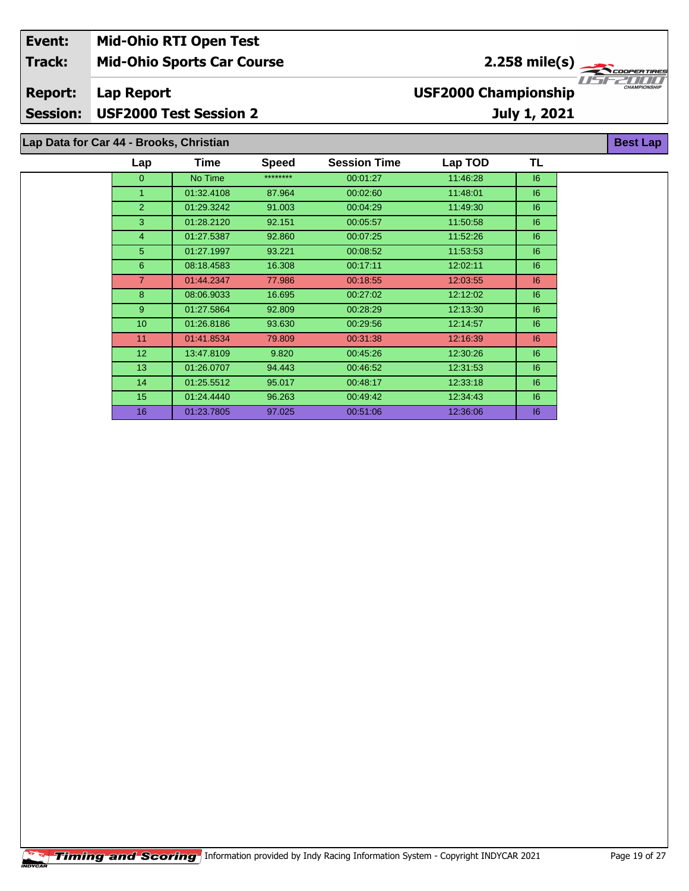| Event: | Mid-Ohio RTI Open Test | |
|---|---|---|
| Track: | Mid-Ohio Sports Car Course | 2.258 mile(s) |
| Report: | Lap Report | USF2000 Championship |
| Session: | USF2000 Test Session 2 | July 1, 2021 |

## Lap Data for Car 44 - Brooks, Christian

Best Lap

| Lap | Time | Speed | Session Time | Lap TOD | TL |
|---|---|---|---|---|---|
| 0 | No Time | ******** | 00:01:27 | 11:46:28 | I6 |
| 1 | 01:32.4108 | 87.964 | 00:02:60 | 11:48:01 | I6 |
| 2 | 01:29.3242 | 91.003 | 00:04:29 | 11:49:30 | I6 |
| 3 | 01:28.2120 | 92.151 | 00:05:57 | 11:50:58 | I6 |
| 4 | 01:27.5387 | 92.860 | 00:07:25 | 11:52:26 | I6 |
| 5 | 01:27.1997 | 93.221 | 00:08:52 | 11:53:53 | I6 |
| 6 | 08:18.4583 | 16.308 | 00:17:11 | 12:02:11 | I6 |
| 7 | 01:44.2347 | 77.986 | 00:18:55 | 12:03:55 | I6 |
| 8 | 08:06.9033 | 16.695 | 00:27:02 | 12:12:02 | I6 |
| 9 | 01:27.5864 | 92.809 | 00:28:29 | 12:13:30 | I6 |
| 10 | 01:26.8186 | 93.630 | 00:29:56 | 12:14:57 | I6 |
| 11 | 01:41.8534 | 79.809 | 00:31:38 | 12:16:39 | I6 |
| 12 | 13:47.8109 | 9.820 | 00:45:26 | 12:30:26 | I6 |
| 13 | 01:26.0707 | 94.443 | 00:46:52 | 12:31:53 | I6 |
| 14 | 01:25.5512 | 95.017 | 00:48:17 | 12:33:18 | I6 |
| 15 | 01:24.4440 | 96.263 | 00:49:42 | 12:34:43 | I6 |
| 16 | 01:23.7805 | 97.025 | 00:51:06 | 12:36:06 | I6 |

Timing and Scoring Information provided by Indy Racing Information System - Copyright INDYCAR 2021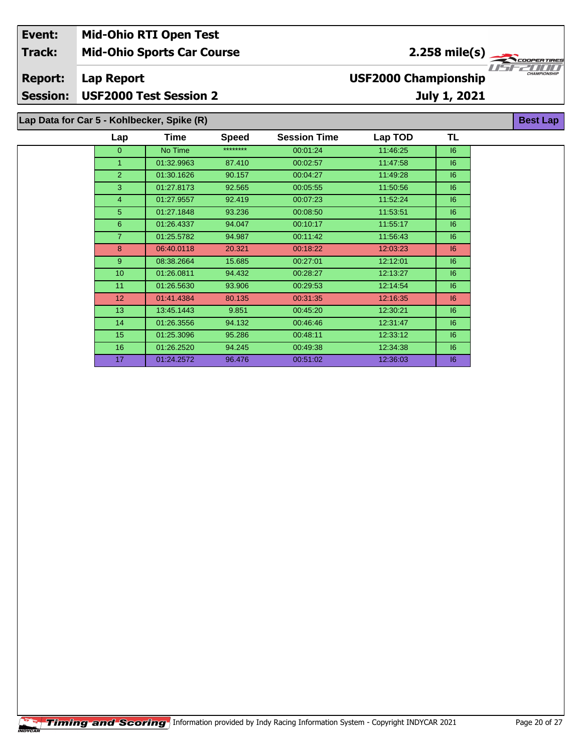| Event: | Mid-Ohio RTI Open Test | |
|---|---|---|
| Track: | Mid-Ohio Sports Car Course | 2.258 mile(s) |
| Report: | Lap Report | USF2000 Championship |
| Session: | USF2000 Test Session 2 | July 1, 2021 |

## Lap Data for Car 5 - Kohlbecker, Spike (R)

Best Lap

| Lap | Time | Speed | Session Time | Lap TOD | TL |
|---|---|---|---|---|---|
| 0 | No Time | ******** | 00:01:24 | 11:46:25 | I6 |
| 1 | 01:32.9963 | 87.410 | 00:02:57 | 11:47:58 | I6 |
| 2 | 01:30.1626 | 90.157 | 00:04:27 | 11:49:28 | I6 |
| 3 | 01:27.8173 | 92.565 | 00:05:55 | 11:50:56 | I6 |
| 4 | 01:27.9557 | 92.419 | 00:07:23 | 11:52:24 | I6 |
| 5 | 01:27.1848 | 93.236 | 00:08:50 | 11:53:51 | I6 |
| 6 | 01:26.4337 | 94.047 | 00:10:17 | 11:55:17 | I6 |
| 7 | 01:25.5782 | 94.987 | 00:11:42 | 11:56:43 | I6 |
| 8 | 06:40.0118 | 20.321 | 00:18:22 | 12:03:23 | I6 |
| 9 | 08:38.2664 | 15.685 | 00:27:01 | 12:12:01 | I6 |
| 10 | 01:26.0811 | 94.432 | 00:28:27 | 12:13:27 | I6 |
| 11 | 01:26.5630 | 93.906 | 00:29:53 | 12:14:54 | I6 |
| 12 | 01:41.4384 | 80.135 | 00:31:35 | 12:16:35 | I6 |
| 13 | 13:45.1443 | 9.851 | 00:45:20 | 12:30:21 | I6 |
| 14 | 01:26.3556 | 94.132 | 00:46:46 | 12:31:47 | I6 |
| 15 | 01:25.3096 | 95.286 | 00:48:11 | 12:33:12 | I6 |
| 16 | 01:26.2520 | 94.245 | 00:49:38 | 12:34:38 | I6 |
| 17 | 01:24.2572 | 96.476 | 00:51:02 | 12:36:03 | I6 |

Timing and Scoring Information provided by Indy Racing Information System - Copyright INDYCAR 2021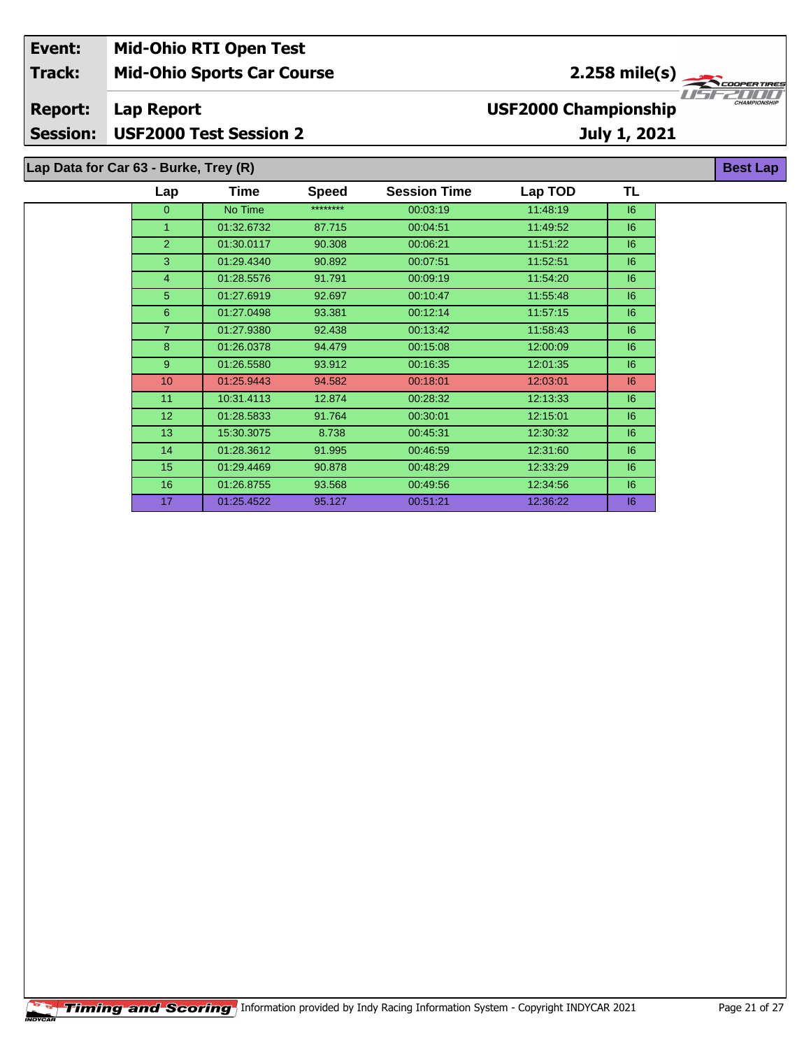| Event: | Mid-Ohio RTI Open Test | |
|---|---|---|
| Track: | Mid-Ohio Sports Car Course | 2.258 mile(s) |
| Report: | Lap Report | USF2000 Championship |
| Session: | USF2000 Test Session 2 | July 1, 2021 |

## Lap Data for Car 63 - Burke, Trey (R)

Best Lap

| Lap | Time | Speed | Session Time | Lap TOD | TL |
|---|---|---|---|---|---|
| 0 | No Time | ******** | 00:03:19 | 11:48:19 | I6 |
| 1 | 01:32.6732 | 87.715 | 00:04:51 | 11:49:52 | I6 |
| 2 | 01:30.0117 | 90.308 | 00:06:21 | 11:51:22 | I6 |
| 3 | 01:29.4340 | 90.892 | 00:07:51 | 11:52:51 | I6 |
| 4 | 01:28.5576 | 91.791 | 00:09:19 | 11:54:20 | I6 |
| 5 | 01:27.6919 | 92.697 | 00:10:47 | 11:55:48 | I6 |
| 6 | 01:27.0498 | 93.381 | 00:12:14 | 11:57:15 | I6 |
| 7 | 01:27.9380 | 92.438 | 00:13:42 | 11:58:43 | I6 |
| 8 | 01:26.0378 | 94.479 | 00:15:08 | 12:00:09 | I6 |
| 9 | 01:26.5580 | 93.912 | 00:16:35 | 12:01:35 | I6 |
| 10 | 01:25.9443 | 94.582 | 00:18:01 | 12:03:01 | I6 |
| 11 | 10:31.4113 | 12.874 | 00:28:32 | 12:13:33 | I6 |
| 12 | 01:28.5833 | 91.764 | 00:30:01 | 12:15:01 | I6 |
| 13 | 15:30.3075 | 8.738 | 00:45:31 | 12:30:32 | I6 |
| 14 | 01:28.3612 | 91.995 | 00:46:59 | 12:31:60 | I6 |
| 15 | 01:29.4469 | 90.878 | 00:48:29 | 12:33:29 | I6 |
| 16 | 01:26.8755 | 93.568 | 00:49:56 | 12:34:56 | I6 |
| 17 | 01:25.4522 | 95.127 | 00:51:21 | 12:36:22 | I6 |

Timing and Scoring Information provided by Indy Racing Information System - Copyright INDYCAR 2021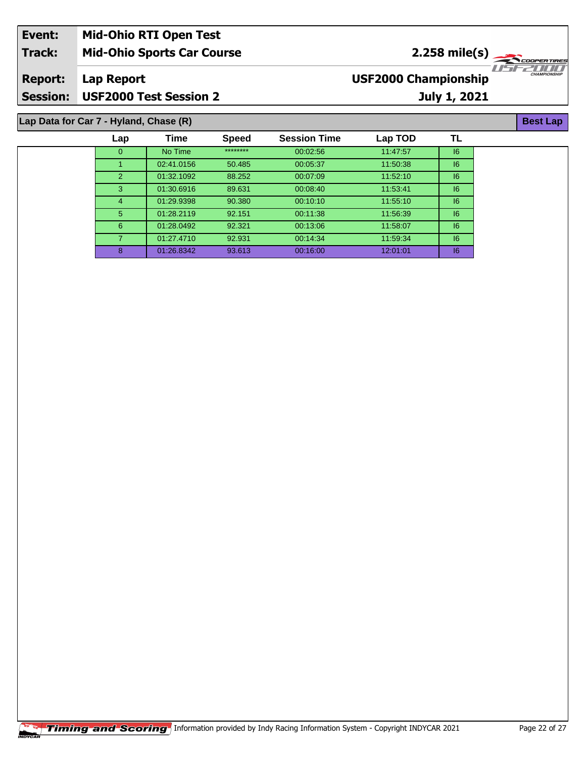| Event: | Mid-Ohio RTI Open Test | |
|---|---|---|
| Track: | Mid-Ohio Sports Car Course | 2.258 mile(s) |
| Report: | Lap Report | USF2000 Championship |
| Session: | USF2000 Test Session 2 | July 1, 2021 |

## Lap Data for Car 7 - Hyland, Chase (R)

**Best Lap**

| Lap | Time | Speed | Session Time | Lap TOD | TL |
|---|---|---|---|---|---|
| 0 | No Time | ******** | 00:02:56 | 11:47:57 | I6 |
| 1 | 02:41.0156 | 50.485 | 00:05:37 | 11:50:38 | I6 |
| 2 | 01:32.1092 | 88.252 | 00:07:09 | 11:52:10 | I6 |
| 3 | 01:30.6916 | 89.631 | 00:08:40 | 11:53:41 | I6 |
| 4 | 01:29.9398 | 90.380 | 00:10:10 | 11:55:10 | I6 |
| 5 | 01:28.2119 | 92.151 | 00:11:38 | 11:56:39 | I6 |
| 6 | 01:28.0492 | 92.321 | 00:13:06 | 11:58:07 | I6 |
| 7 | 01:27.4710 | 92.931 | 00:14:34 | 11:59:34 | I6 |
| 8 | 01:26.8342 | 93.613 | 00:16:00 | 12:01:01 | I6 |

Timing and Scoring Information provided by Indy Racing Information System - Copyright INDYCAR 2021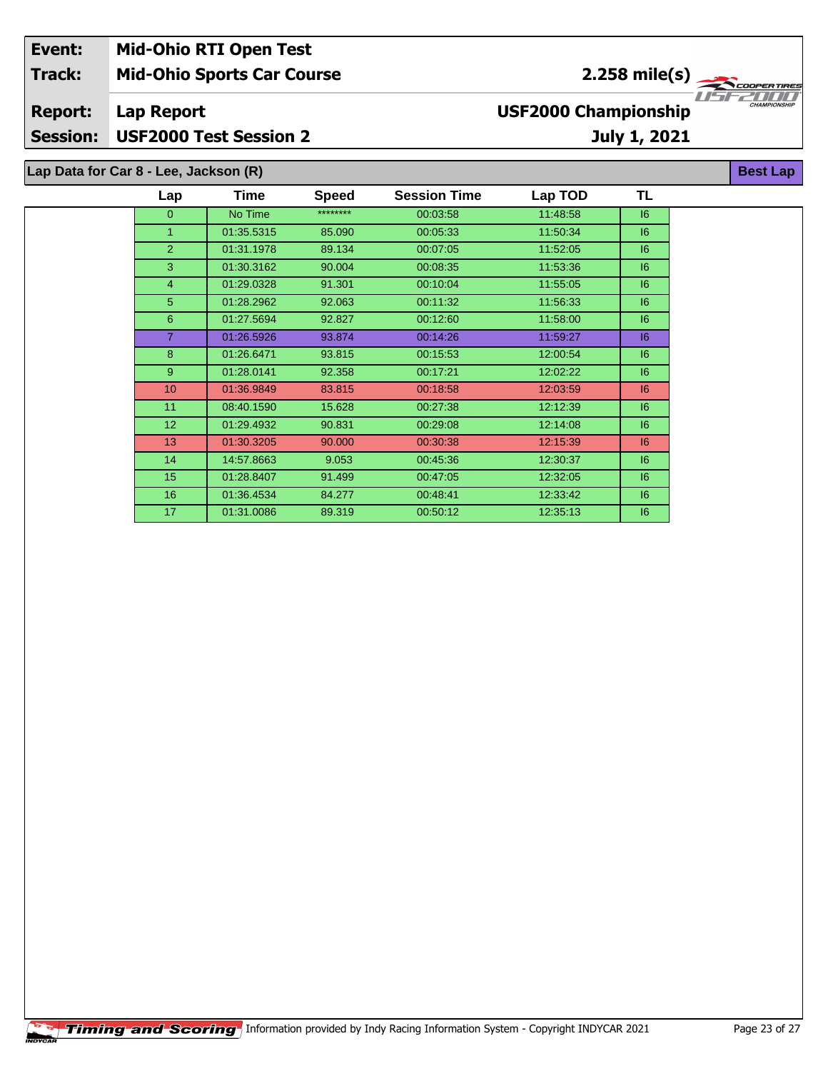| Event: | Mid-Ohio RTI Open Test | |
|---|---|---|
| Track: | Mid-Ohio Sports Car Course | 2.258 mile(s) |
| Report: | Lap Report | USF2000 Championship |
| Session: | USF2000 Test Session 2 | July 1, 2021 |

## Lap Data for Car 8 - Lee, Jackson (R)

Best Lap

| Lap | Time | Speed | Session Time | Lap TOD | TL |
|---|---|---|---|---|---|
| 0 | No Time | ******** | 00:03:58 | 11:48:58 | I6 |
| 1 | 01:35.5315 | 85.090 | 00:05:33 | 11:50:34 | I6 |
| 2 | 01:31.1978 | 89.134 | 00:07:05 | 11:52:05 | I6 |
| 3 | 01:30.3162 | 90.004 | 00:08:35 | 11:53:36 | I6 |
| 4 | 01:29.0328 | 91.301 | 00:10:04 | 11:55:05 | I6 |
| 5 | 01:28.2962 | 92.063 | 00:11:32 | 11:56:33 | I6 |
| 6 | 01:27.5694 | 92.827 | 00:12:60 | 11:58:00 | I6 |
| 7 | 01:26.5926 | 93.874 | 00:14:26 | 11:59:27 | I6 |
| 8 | 01:26.6471 | 93.815 | 00:15:53 | 12:00:54 | I6 |
| 9 | 01:28.0141 | 92.358 | 00:17:21 | 12:02:22 | I6 |
| 10 | 01:36.9849 | 83.815 | 00:18:58 | 12:03:59 | I6 |
| 11 | 08:40.1590 | 15.628 | 00:27:38 | 12:12:39 | I6 |
| 12 | 01:29.4932 | 90.831 | 00:29:08 | 12:14:08 | I6 |
| 13 | 01:30.3205 | 90.000 | 00:30:38 | 12:15:39 | I6 |
| 14 | 14:57.8663 | 9.053 | 00:45:36 | 12:30:37 | I6 |
| 15 | 01:28.8407 | 91.499 | 00:47:05 | 12:32:05 | I6 |
| 16 | 01:36.4534 | 84.277 | 00:48:41 | 12:33:42 | I6 |
| 17 | 01:31.0086 | 89.319 | 00:50:12 | 12:35:13 | I6 |

Timing and Scoring Information provided by Indy Racing Information System - Copyright INDYCAR 2021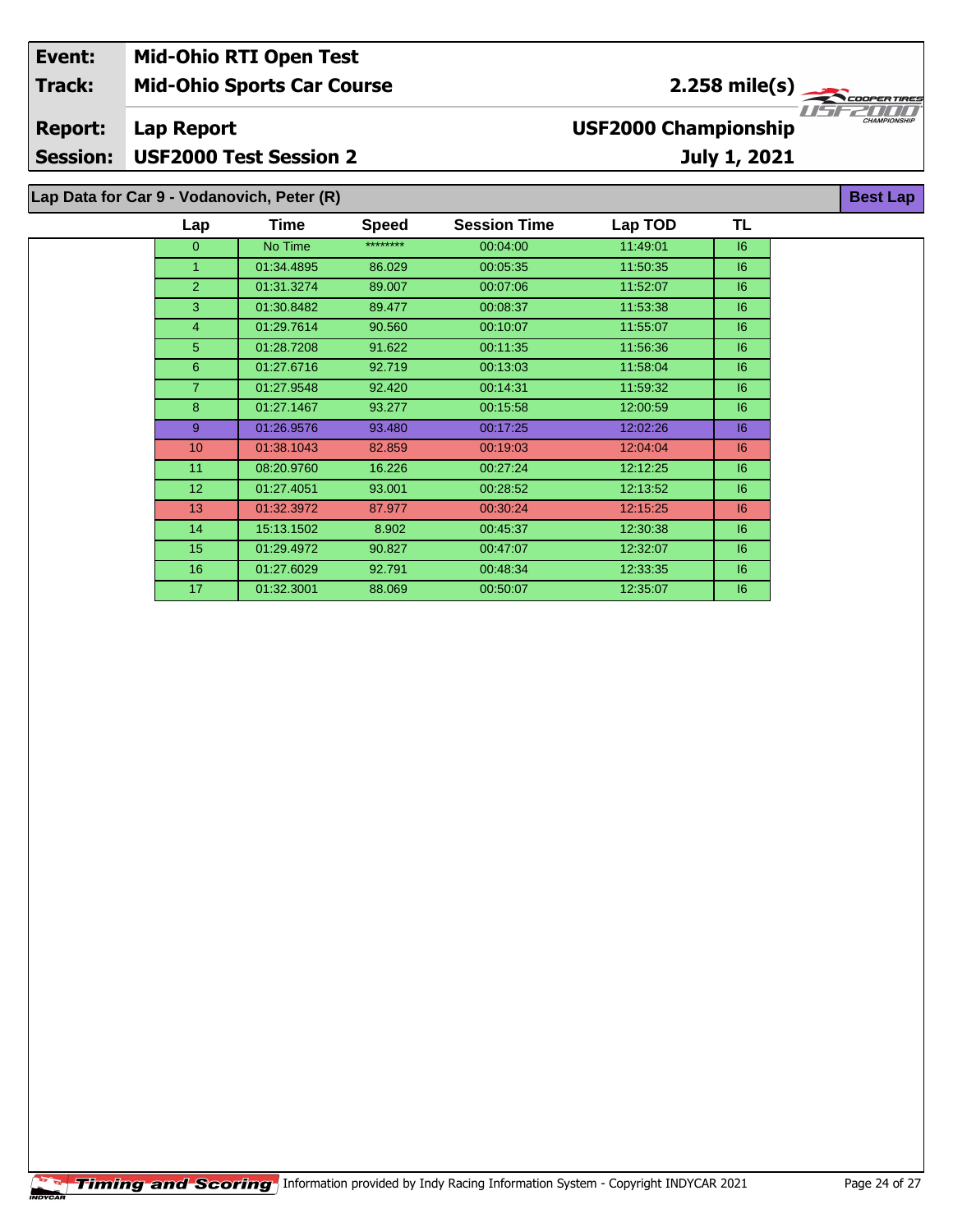| Event: | Mid-Ohio RTI Open Test | |
|---|---|---|
| Track: | Mid-Ohio Sports Car Course | 2.258 mile(s) |
| Report: | Lap Report | USF2000 Championship |
| Session: | USF2000 Test Session 2 | July 1, 2021 |

**Lap Data for Car 9 - Vodanovich, Peter (R)** — Best Lap

| Lap | Time | Speed | Session Time | Lap TOD | TL |
|---|---|---|---|---|---|
| 0 | No Time | ******** | 00:04:00 | 11:49:01 | I6 |
| 1 | 01:34.4895 | 86.029 | 00:05:35 | 11:50:35 | I6 |
| 2 | 01:31.3274 | 89.007 | 00:07:06 | 11:52:07 | I6 |
| 3 | 01:30.8482 | 89.477 | 00:08:37 | 11:53:38 | I6 |
| 4 | 01:29.7614 | 90.560 | 00:10:07 | 11:55:07 | I6 |
| 5 | 01:28.7208 | 91.622 | 00:11:35 | 11:56:36 | I6 |
| 6 | 01:27.6716 | 92.719 | 00:13:03 | 11:58:04 | I6 |
| 7 | 01:27.9548 | 92.420 | 00:14:31 | 11:59:32 | I6 |
| 8 | 01:27.1467 | 93.277 | 00:15:58 | 12:00:59 | I6 |
| 9 | 01:26.9576 | 93.480 | 00:17:25 | 12:02:26 | I6 |
| 10 | 01:38.1043 | 82.859 | 00:19:03 | 12:04:04 | I6 |
| 11 | 08:20.9760 | 16.226 | 00:27:24 | 12:12:25 | I6 |
| 12 | 01:27.4051 | 93.001 | 00:28:52 | 12:13:52 | I6 |
| 13 | 01:32.3972 | 87.977 | 00:30:24 | 12:15:25 | I6 |
| 14 | 15:13.1502 | 8.902 | 00:45:37 | 12:30:38 | I6 |
| 15 | 01:29.4972 | 90.827 | 00:47:07 | 12:32:07 | I6 |
| 16 | 01:27.6029 | 92.791 | 00:48:34 | 12:33:35 | I6 |
| 17 | 01:32.3001 | 88.069 | 00:50:07 | 12:35:07 | I6 |

Information provided by Indy Racing Information System - Copyright INDYCAR 2021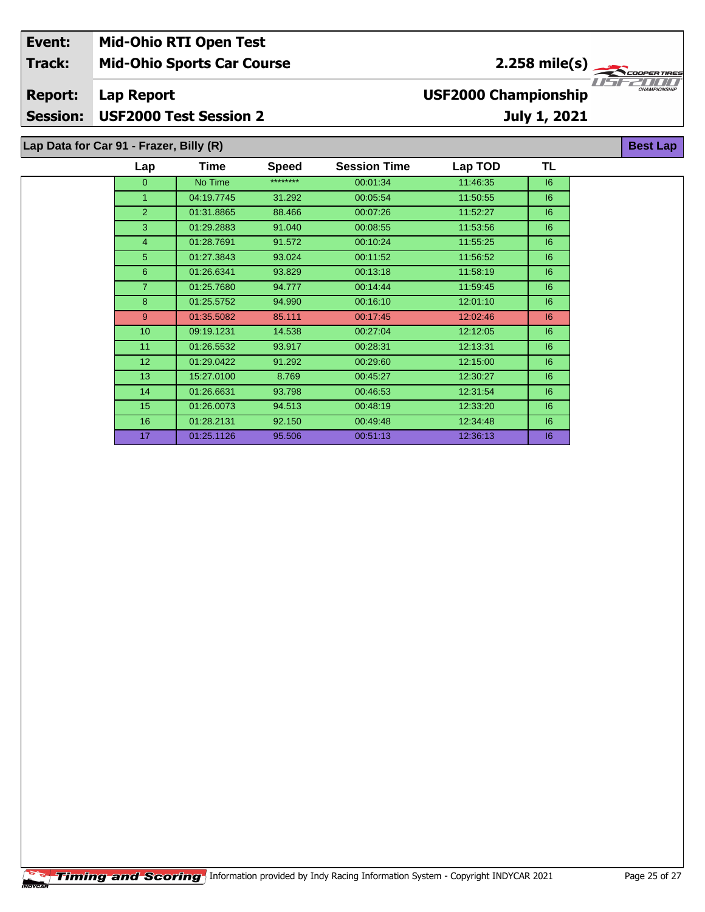| Event: | Mid-Ohio RTI Open Test | |
|---|---|---|
| Track: | Mid-Ohio Sports Car Course | 2.258 mile(s) |
| Report: | Lap Report | USF2000 Championship |
| Session: | USF2000 Test Session 2 | July 1, 2021 |

## Lap Data for Car 91 - Frazer, Billy (R)

Best Lap

| Lap | Time | Speed | Session Time | Lap TOD | TL |
|---|---|---|---|---|---|
| 0 | No Time | ******** | 00:01:34 | 11:46:35 | I6 |
| 1 | 04:19.7745 | 31.292 | 00:05:54 | 11:50:55 | I6 |
| 2 | 01:31.8865 | 88.466 | 00:07:26 | 11:52:27 | I6 |
| 3 | 01:29.2883 | 91.040 | 00:08:55 | 11:53:56 | I6 |
| 4 | 01:28.7691 | 91.572 | 00:10:24 | 11:55:25 | I6 |
| 5 | 01:27.3843 | 93.024 | 00:11:52 | 11:56:52 | I6 |
| 6 | 01:26.6341 | 93.829 | 00:13:18 | 11:58:19 | I6 |
| 7 | 01:25.7680 | 94.777 | 00:14:44 | 11:59:45 | I6 |
| 8 | 01:25.5752 | 94.990 | 00:16:10 | 12:01:10 | I6 |
| 9 | 01:35.5082 | 85.111 | 00:17:45 | 12:02:46 | I6 |
| 10 | 09:19.1231 | 14.538 | 00:27:04 | 12:12:05 | I6 |
| 11 | 01:26.5532 | 93.917 | 00:28:31 | 12:13:31 | I6 |
| 12 | 01:29.0422 | 91.292 | 00:29:60 | 12:15:00 | I6 |
| 13 | 15:27.0100 | 8.769 | 00:45:27 | 12:30:27 | I6 |
| 14 | 01:26.6631 | 93.798 | 00:46:53 | 12:31:54 | I6 |
| 15 | 01:26.0073 | 94.513 | 00:48:19 | 12:33:20 | I6 |
| 16 | 01:28.2131 | 92.150 | 00:49:48 | 12:34:48 | I6 |
| 17 | 01:25.1126 | 95.506 | 00:51:13 | 12:36:13 | I6 |

Timing and Scoring Information provided by Indy Racing Information System - Copyright INDYCAR 2021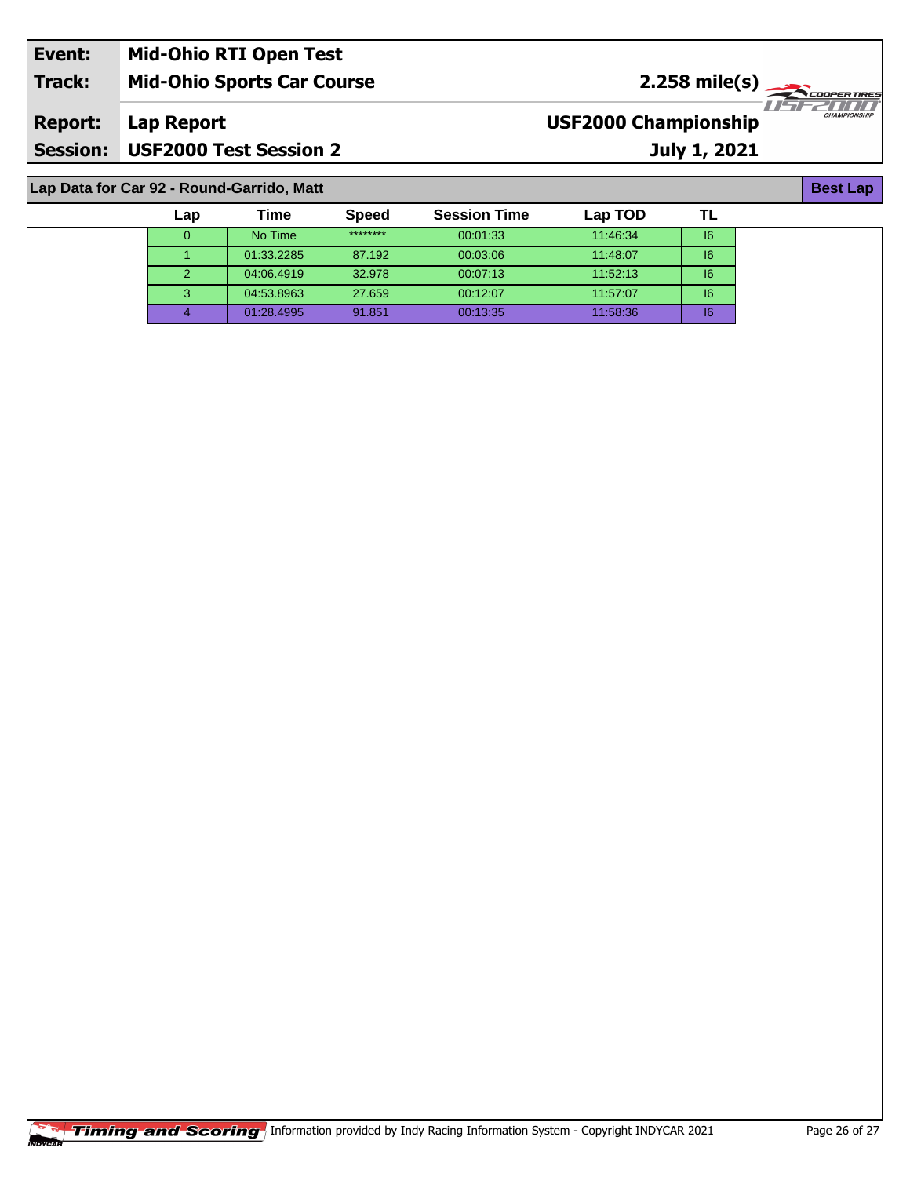| Event: | Mid-Ohio RTI Open Test | |
|---|---|---|
| Track: | Mid-Ohio Sports Car Course | 2.258 mile(s) |
| Report: | Lap Report | USF2000 Championship |
| Session: | USF2000 Test Session 2 | July 1, 2021 |

## Lap Data for Car 92 - Round-Garrido, Matt

**Best Lap**

| Lap | Time | Speed | Session Time | Lap TOD | TL |
|---|---|---|---|---|---|
| 0 | No Time | ******** | 00:01:33 | 11:46:34 | I6 |
| 1 | 01:33.2285 | 87.192 | 00:03:06 | 11:48:07 | I6 |
| 2 | 04:06.4919 | 32.978 | 00:07:13 | 11:52:13 | I6 |
| 3 | 04:53.8963 | 27.659 | 00:12:07 | 11:57:07 | I6 |
| 4 | 01:28.4995 | 91.851 | 00:13:35 | 11:58:36 | I6 |

Timing and Scoring — Information provided by Indy Racing Information System - Copyright INDYCAR 2021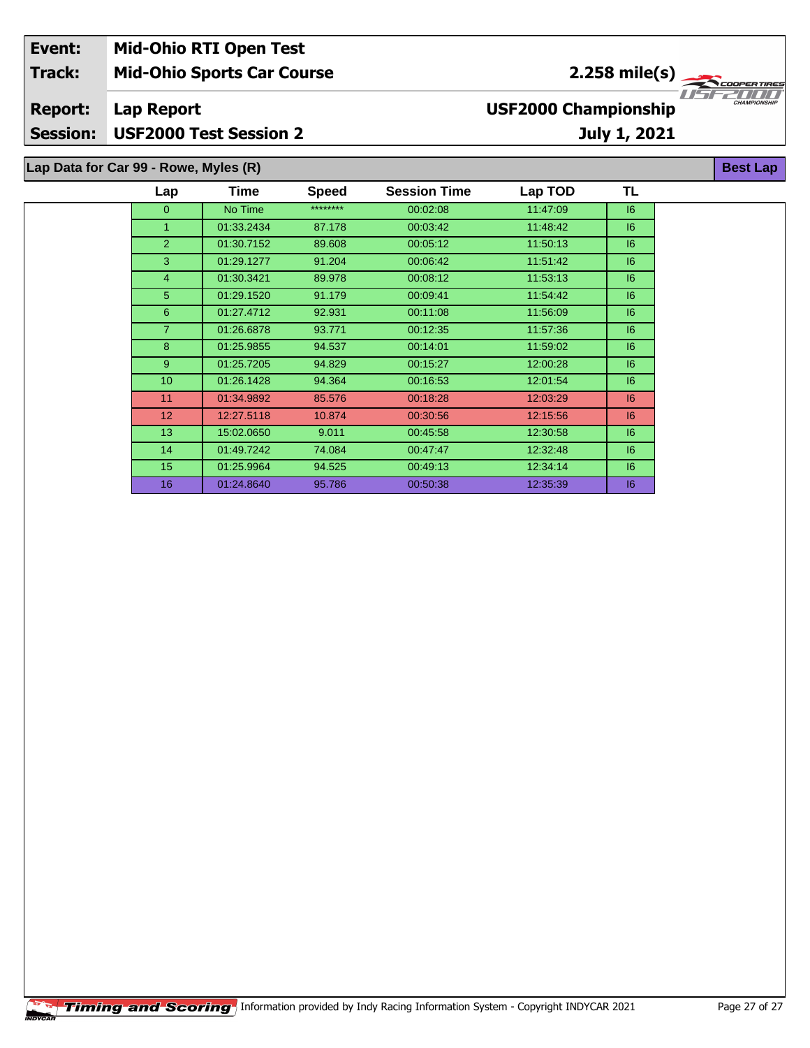| | | | |
|---|---|---|---|
| **Event:** | **Mid-Ohio RTI Open Test** | | |
| **Track:** | **Mid-Ohio Sports Car Course** | **2.258 mile(s)** | |
| **Report:** | **Lap Report** | **USF2000 Championship** | |
| **Session:** | **USF2000 Test Session 2** | **July 1, 2021** | |

**Lap Data for Car 99 - Rowe, Myles (R)** — **Best Lap**

| Lap | Time | Speed | Session Time | Lap TOD | TL |
|---|---|---|---|---|---|
| 0 | No Time | ******** | 00:02:08 | 11:47:09 | I6 |
| 1 | 01:33.2434 | 87.178 | 00:03:42 | 11:48:42 | I6 |
| 2 | 01:30.7152 | 89.608 | 00:05:12 | 11:50:13 | I6 |
| 3 | 01:29.1277 | 91.204 | 00:06:42 | 11:51:42 | I6 |
| 4 | 01:30.3421 | 89.978 | 00:08:12 | 11:53:13 | I6 |
| 5 | 01:29.1520 | 91.179 | 00:09:41 | 11:54:42 | I6 |
| 6 | 01:27.4712 | 92.931 | 00:11:08 | 11:56:09 | I6 |
| 7 | 01:26.6878 | 93.771 | 00:12:35 | 11:57:36 | I6 |
| 8 | 01:25.9855 | 94.537 | 00:14:01 | 11:59:02 | I6 |
| 9 | 01:25.7205 | 94.829 | 00:15:27 | 12:00:28 | I6 |
| 10 | 01:26.1428 | 94.364 | 00:16:53 | 12:01:54 | I6 |
| 11 | 01:34.9892 | 85.576 | 00:18:28 | 12:03:29 | I6 |
| 12 | 12:27.5118 | 10.874 | 00:30:56 | 12:15:56 | I6 |
| 13 | 15:02.0650 | 9.011 | 00:45:58 | 12:30:58 | I6 |
| 14 | 01:49.7242 | 74.084 | 00:47:47 | 12:32:48 | I6 |
| 15 | 01:25.9964 | 94.525 | 00:49:13 | 12:34:14 | I6 |
| 16 | 01:24.8640 | 95.786 | 00:50:38 | 12:35:39 | I6 |

Timing and Scoring Information provided by Indy Racing Information System - Copyright INDYCAR 2021